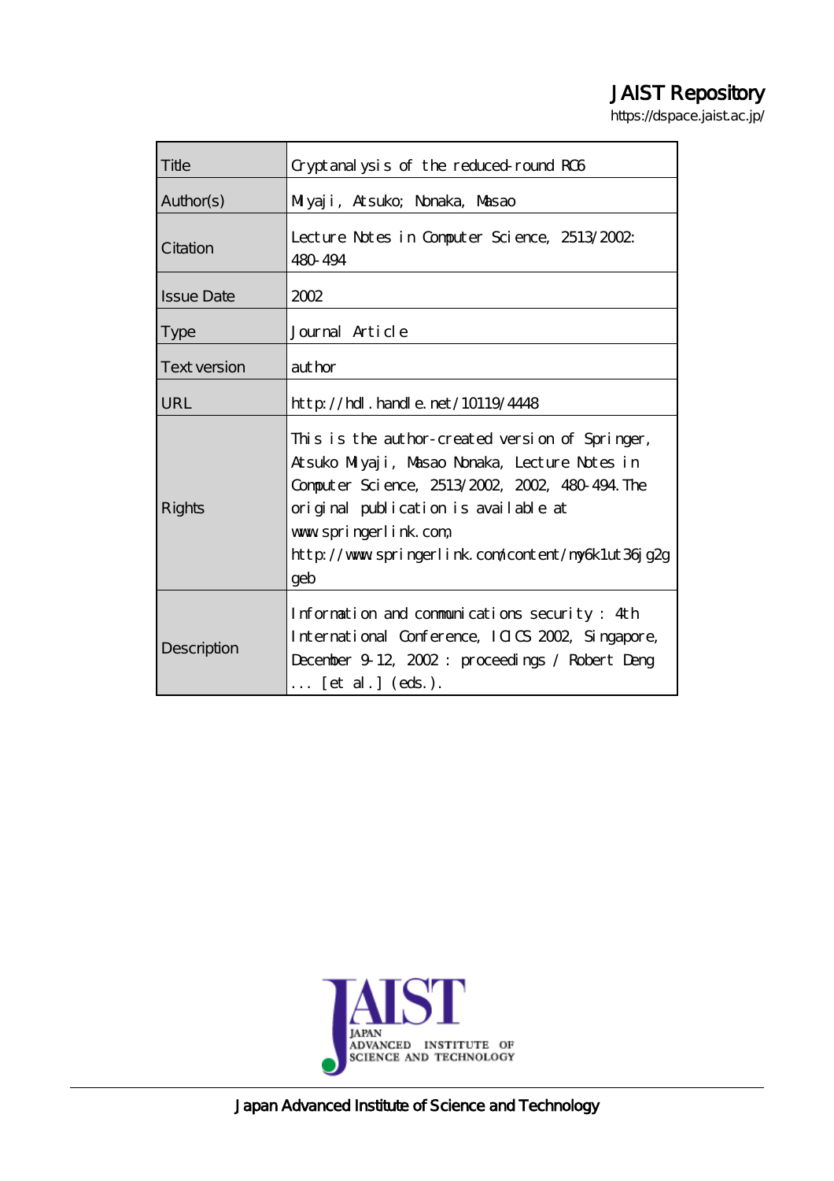# JAIST Repository

https://dspace.jaist.ac.jp/

| | |
|---|---|
| Title | Cryptanalysis of the reduced-round RC6 |
| Author(s) | Miyaji, Atsuko; Nonaka, Masao |
| Citation | Lecture Notes in Computer Science, 2513/2002: 480-494 |
| Issue Date | 2002 |
| Type | Journal Article |
| Text version | author |
| URL | http://hdl.handle.net/10119/4448 |
| Rights | This is the author-created version of Springer, Atsuko Miyaji, Masao Nonaka, Lecture Notes in Computer Science, 2513/2002, 2002, 480-494. The original publication is available at www.springerlink.com, http://www.springerlink.com/content/my6k1ut36jg2ggeb |
| Description | Information and communications security : 4th International Conference, ICICS 2002, Singapore, December 9-12, 2002 : proceedings / Robert Deng ... [et al.] (eds.). |

Japan Advanced Institute of Science and Technology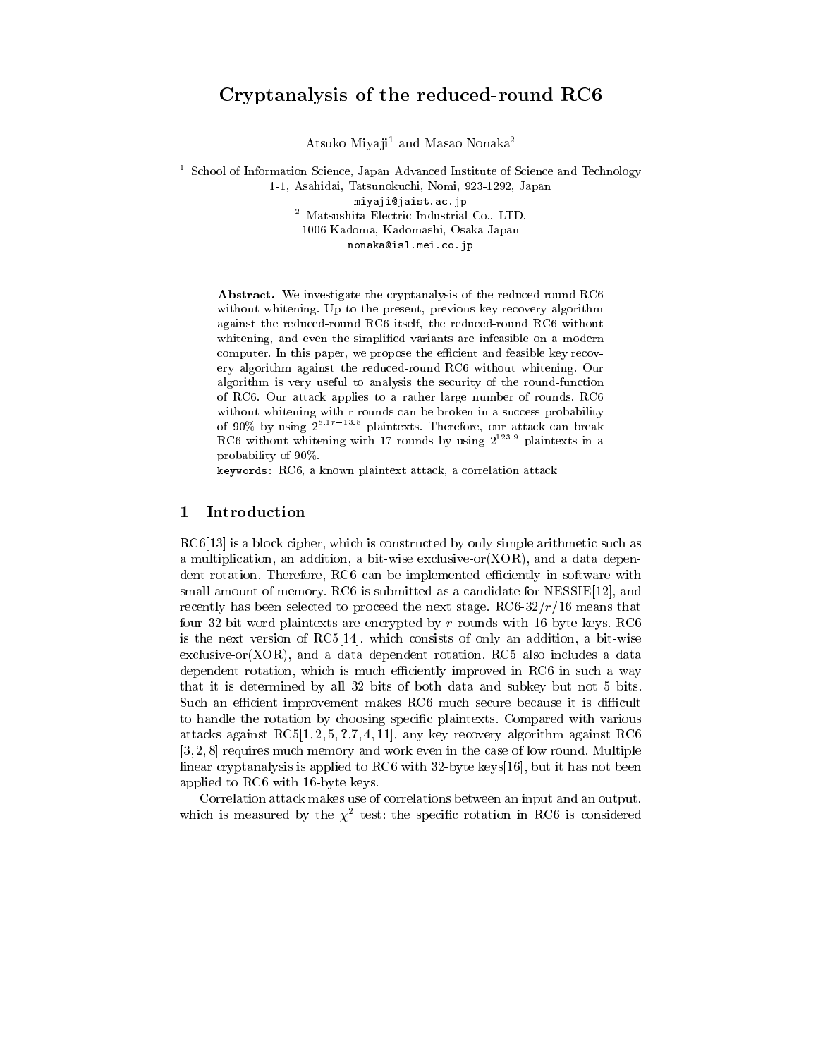# Cryptanalysis of the reduced-round RC6

Atsuko Miyaji[1] and Masao Nonaka[2]

[1] School of Information Science, Japan Advanced Institute of Science and Technology
1-1, Asahidai, Tatsunokuchi, Nomi, 923-1292, Japan
miyaji@jaist.ac.jp

[2] Matsushita Electric Industrial Co., LTD.
1006 Kadoma, Kadomashi, Osaka Japan
nonaka@isl.mei.co.jp

**Abstract.** We investigate the cryptanalysis of the reduced-round RC6 without whitening. Up to the present, previous key recovery algorithm against the reduced-round RC6 itself, the reduced-round RC6 without whitening, and even the simplified variants are infeasible on a modern computer. In this paper, we propose the efficient and feasible key recovery algorithm against the reduced-round RC6 without whitening. Our algorithm is very useful to analysis the security of the round-function of RC6. Our attack applies to a rather large number of rounds. RC6 without whitening with r rounds can be broken in a success probability of 90% by using $2^{8.1r-13.8}$ plaintexts. Therefore, our attack can break RC6 without whitening with 17 rounds by using $2^{123.9}$ plaintexts in a probability of 90%.

keywords: RC6, a known plaintext attack, a correlation attack

## 1 Introduction

RC6[13] is a block cipher, which is constructed by only simple arithmetic such as a multiplication, an addition, a bit-wise exclusive-or(XOR), and a data dependent rotation. Therefore, RC6 can be implemented efficiently in software with small amount of memory. RC6 is submitted as a candidate for NESSIE[12], and recently has been selected to proceed the next stage. RC6-32/$r$/16 means that four 32-bit-word plaintexts are encrypted by $r$ rounds with 16 byte keys. RC6 is the next version of RC5[14], which consists of only an addition, a bit-wise exclusive-or(XOR), and a data dependent rotation. RC5 also includes a data dependent rotation, which is much efficiently improved in RC6 in such a way that it is determined by all 32 bits of both data and subkey but not 5 bits. Such an efficient improvement makes RC6 much secure because it is difficult to handle the rotation by choosing specific plaintexts. Compared with various attacks against RC5[1, 2, 5, ?,7, 4, 11], any key recovery algorithm against RC6 [3, 2, 8] requires much memory and work even in the case of low round. Multiple linear cryptanalysis is applied to RC6 with 32-byte keys[16], but it has not been applied to RC6 with 16-byte keys.

Correlation attack makes use of correlations between an input and an output, which is measured by the $\chi^2$ test: the specific rotation in RC6 is considered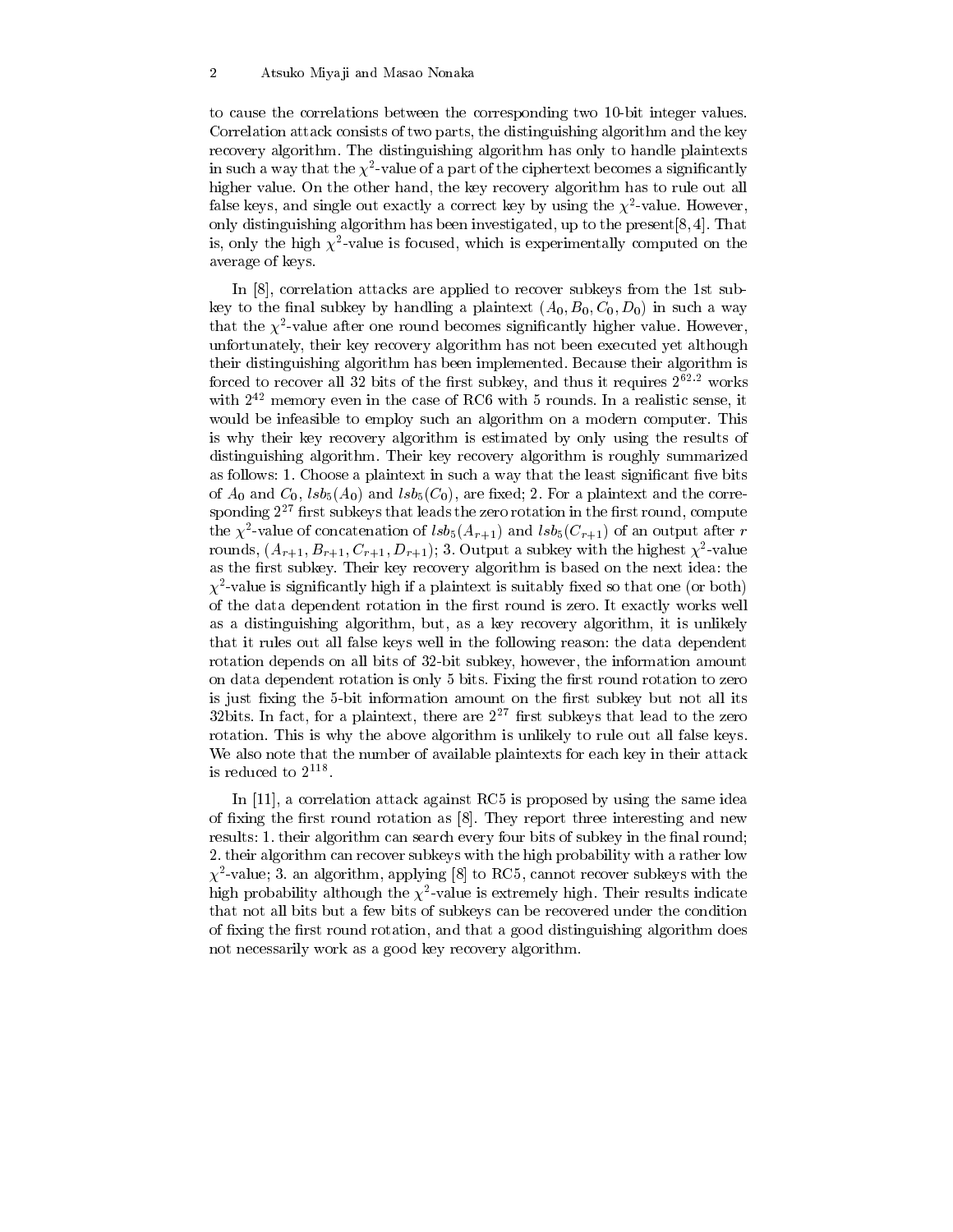to cause the correlations between the corresponding two 10-bit integer values. Correlation attack consists of two parts, the distinguishing algorithm and the key recovery algorithm. The distinguishing algorithm has only to handle plaintexts in such a way that the $\chi^2$-value of a part of the ciphertext becomes a significantly higher value. On the other hand, the key recovery algorithm has to rule out all false keys, and single out exactly a correct key by using the $\chi^2$-value. However, only distinguishing algorithm has been investigated, up to the present[8, 4]. That is, only the high $\chi^2$-value is focused, which is experimentally computed on the average of keys.

In [8], correlation attacks are applied to recover subkeys from the 1st subkey to the final subkey by handling a plaintext $(A_0, B_0, C_0, D_0)$ in such a way that the $\chi^2$-value after one round becomes significantly higher value. However, unfortunately, their key recovery algorithm has not been executed yet although their distinguishing algorithm has been implemented. Because their algorithm is forced to recover all 32 bits of the first subkey, and thus it requires $2^{62.2}$ works with $2^{42}$ memory even in the case of RC6 with 5 rounds. In a realistic sense, it would be infeasible to employ such an algorithm on a modern computer. This is why their key recovery algorithm is estimated by only using the results of distinguishing algorithm. Their key recovery algorithm is roughly summarized as follows: 1. Choose a plaintext in such a way that the least significant five bits of $A_0$ and $C_0$, $lsb_5(A_0)$ and $lsb_5(C_0)$, are fixed; 2. For a plaintext and the corresponding $2^{27}$ first subkeys that leads the zero rotation in the first round, compute the $\chi^2$-value of concatenation of $lsb_5(A_{r+1})$ and $lsb_5(C_{r+1})$ of an output after $r$ rounds, $(A_{r+1}, B_{r+1}, C_{r+1}, D_{r+1})$; 3. Output a subkey with the highest $\chi^2$-value as the first subkey. Their key recovery algorithm is based on the next idea: the $\chi^2$-value is significantly high if a plaintext is suitably fixed so that one (or both) of the data dependent rotation in the first round is zero. It exactly works well as a distinguishing algorithm, but, as a key recovery algorithm, it is unlikely that it rules out all false keys well in the following reason: the data dependent rotation depends on all bits of 32-bit subkey, however, the information amount on data dependent rotation is only 5 bits. Fixing the first round rotation to zero is just fixing the 5-bit information amount on the first subkey but not all its 32bits. In fact, for a plaintext, there are $2^{27}$ first subkeys that lead to the zero rotation. This is why the above algorithm is unlikely to rule out all false keys. We also note that the number of available plaintexts for each key in their attack is reduced to $2^{118}$.

In [11], a correlation attack against RC5 is proposed by using the same idea of fixing the first round rotation as [8]. They report three interesting and new results: 1. their algorithm can search every four bits of subkey in the final round; 2. their algorithm can recover subkeys with the high probability with a rather low $\chi^2$-value; 3. an algorithm, applying [8] to RC5, cannot recover subkeys with the high probability although the $\chi^2$-value is extremely high. Their results indicate that not all bits but a few bits of subkeys can be recovered under the condition of fixing the first round rotation, and that a good distinguishing algorithm does not necessarily work as a good key recovery algorithm.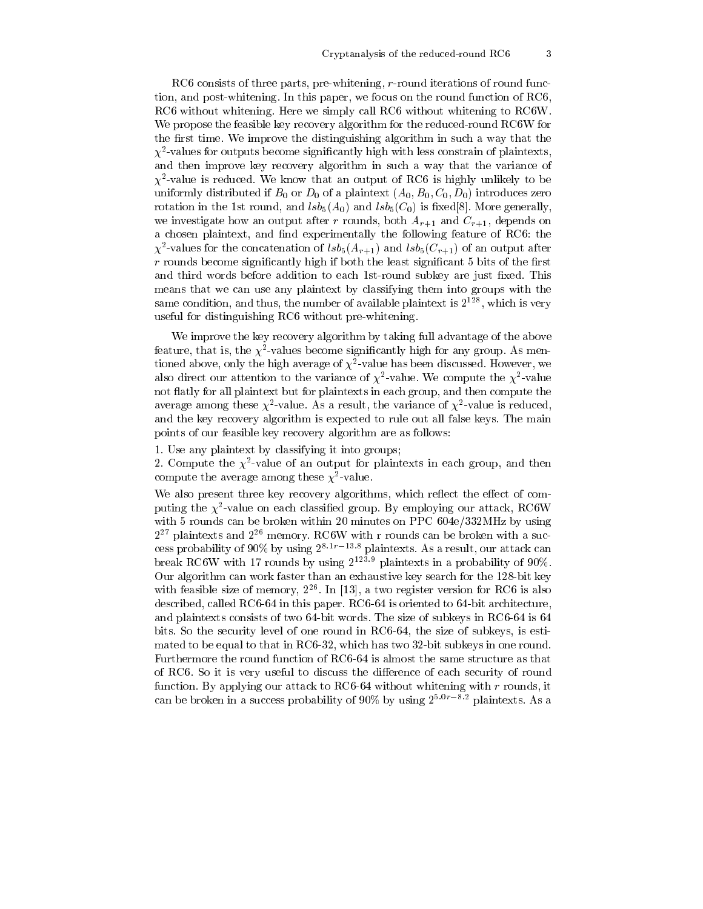RC6 consists of three parts, pre-whitening, $r$-round iterations of round function, and post-whitening. In this paper, we focus on the round function of RC6, RC6 without whitening. Here we simply call RC6 without whitening to RC6W. We propose the feasible key recovery algorithm for the reduced-round RC6W for the first time. We improve the distinguishing algorithm in such a way that the $\chi^2$-values for outputs become significantly high with less constrain of plaintexts, and then improve key recovery algorithm in such a way that the variance of $\chi^2$-value is reduced. We know that an output of RC6 is highly unlikely to be uniformly distributed if $B_0$ or $D_0$ of a plaintext $(A_0, B_0, C_0, D_0)$ introduces zero rotation in the 1st round, and $lsb_5(A_0)$ and $lsb_5(C_0)$ is fixed[8]. More generally, we investigate how an output after $r$ rounds, both $A_{r+1}$ and $C_{r+1}$, depends on a chosen plaintext, and find experimentally the following feature of RC6: the $\chi^2$-values for the concatenation of $lsb_5(A_{r+1})$ and $lsb_5(C_{r+1})$ of an output after $r$ rounds become significantly high if both the least significant 5 bits of the first and third words before addition to each 1st-round subkey are just fixed. This means that we can use any plaintext by classifying them into groups with the same condition, and thus, the number of available plaintext is $2^{128}$, which is very useful for distinguishing RC6 without pre-whitening.

We improve the key recovery algorithm by taking full advantage of the above feature, that is, the $\chi^2$-values become significantly high for any group. As mentioned above, only the high average of $\chi^2$-value has been discussed. However, we also direct our attention to the variance of $\chi^2$-value. We compute the $\chi^2$-value not flatly for all plaintext but for plaintexts in each group, and then compute the average among these $\chi^2$-value. As a result, the variance of $\chi^2$-value is reduced, and the key recovery algorithm is expected to rule out all false keys. The main points of our feasible key recovery algorithm are as follows:

1. Use any plaintext by classifying it into groups;
2. Compute the $\chi^2$-value of an output for plaintexts in each group, and then compute the average among these $\chi^2$-value.

We also present three key recovery algorithms, which reflect the effect of computing the $\chi^2$-value on each classified group. By employing our attack, RC6W with 5 rounds can be broken within 20 minutes on PPC 604e/332MHz by using $2^{27}$ plaintexts and $2^{26}$ memory. RC6W with r rounds can be broken with a success probability of 90% by using $2^{8.1r-13.8}$ plaintexts. As a result, our attack can break RC6W with 17 rounds by using $2^{123.9}$ plaintexts in a probability of 90%. Our algorithm can work faster than an exhaustive key search for the 128-bit key with feasible size of memory, $2^{26}$. In [13], a two register version for RC6 is also described, called RC6-64 in this paper. RC6-64 is oriented to 64-bit architecture, and plaintexts consists of two 64-bit words. The size of subkeys in RC6-64 is 64 bits. So the security level of one round in RC6-64, the size of subkeys, is estimated to be equal to that in RC6-32, which has two 32-bit subkeys in one round. Furthermore the round function of RC6-64 is almost the same structure as that of RC6. So it is very useful to discuss the difference of each security of round function. By applying our attack to RC6-64 without whitening with $r$ rounds, it can be broken in a success probability of 90% by using $2^{5.0r-8.2}$ plaintexts. As a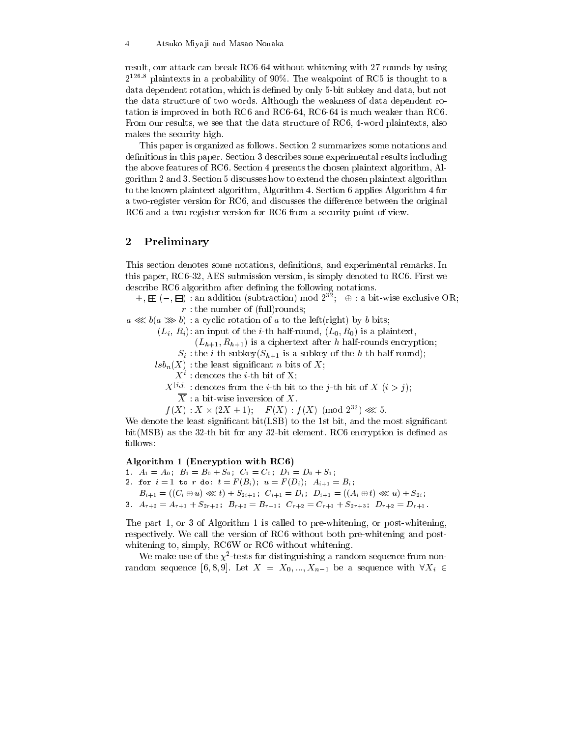result, our attack can break RC6-64 without whitening with 27 rounds by using $2^{126.8}$ plaintexts in a probability of 90%. The weakpoint of RC5 is thought to a data dependent rotation, which is defined by only 5-bit subkey and data, but not the data structure of two words. Although the weakness of data dependent rotation is improved in both RC6 and RC6-64, RC6-64 is much weaker than RC6. From our results, we see that the data structure of RC6, 4-word plaintexts, also makes the security high.

This paper is organized as follows. Section 2 summarizes some notations and definitions in this paper. Section 3 describes some experimental results including the above features of RC6. Section 4 presents the chosen plaintext algorithm, Algorithm 2 and 3. Section 5 discusses how to extend the chosen plaintext algorithm to the known plaintext algorithm, Algorithm 4. Section 6 applies Algorithm 4 for a two-register version for RC6, and discusses the difference between the original RC6 and a two-register version for RC6 from a security point of view.

## 2 Preliminary

This section denotes some notations, definitions, and experimental remarks. In this paper, RC6-32, AES submission version, is simply denoted to RC6. First we describe RC6 algorithm after defining the following notations.

- $+, \boxplus$ $(-, \boxminus)$ : an addition (subtraction) mod $2^{32}$; $\oplus$ : a bit-wise exclusive OR;
- $r$ : the number of (full)rounds;
- $a \lll b (a \ggg b)$ : a cyclic rotation of $a$ to the left(right) by $b$ bits;
- $(L_i, R_i)$: an input of the $i$-th half-round, $(L_0, R_0)$ is a plaintext, $(L_{h+1}, R_{h+1})$ is a ciphertext after $h$ half-rounds encryption;
- $S_i$ : the $i$-th subkey($S_{h+1}$ is a subkey of the $h$-th half-round);
- $lsb_n(X)$ : the least significant $n$ bits of $X$;
- $X^i$ : denotes the $i$-th bit of X;
- $X^{[i,j]}$ : denotes from the $i$-th bit to the $j$-th bit of $X$ $(i > j)$;
- $\overline{X}$ : a bit-wise inversion of $X$.
- $f(X) : X \times (2X + 1)$; $F(X) : f(X) \pmod{2^{32}} \lll 5$.

We denote the least significant bit(LSB) to the 1st bit, and the most significant bit(MSB) as the 32-th bit for any 32-bit element. RC6 encryption is defined as follows:

**Algorithm 1 (Encryption with RC6)**

1. $A_1 = A_0$; $B_1 = B_0 + S_0$; $C_1 = C_0$; $D_1 = D_0 + S_1$;
2. for $i = 1$ to $r$ do: $t = F(B_i)$; $u = F(D_i)$; $A_{i+1} = B_i$;
   $B_{i+1} = ((C_i \oplus u) \lll t) + S_{2i+1}$; $C_{i+1} = D_i$; $D_{i+1} = ((A_i \oplus t) \lll u) + S_{2i}$;
3. $A_{r+2} = A_{r+1} + S_{2r+2}$; $B_{r+2} = B_{r+1}$; $C_{r+2} = C_{r+1} + S_{2r+3}$; $D_{r+2} = D_{r+1}$.

The part 1, or 3 of Algorithm 1 is called to pre-whitening, or post-whitening, respectively. We call the version of RC6 without both pre-whitening and post-whitening to, simply, RC6W or RC6 without whitening.

We make use of the $\chi^2$-tests for distinguishing a random sequence from non-random sequence [6, 8, 9]. Let $X = X_0, ..., X_{n-1}$ be a sequence with $\forall X_i \in$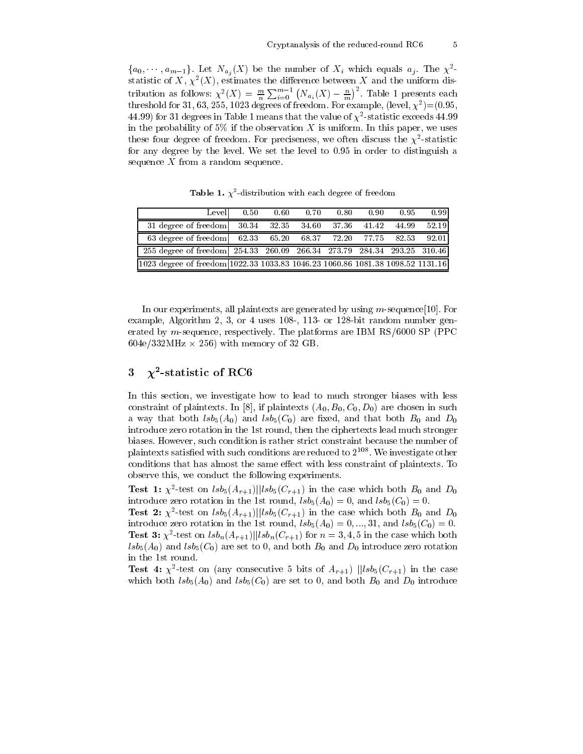$\{a_0, \cdots, a_{m-1}\}$. Let $N_{a_j}(X)$ be the number of $X_i$ which equals $a_j$. The $\chi^2$-statistic of $X$, $\chi^2(X)$, estimates the difference between $X$ and the uniform distribution as follows: $\chi^2(X) = \frac{m}{n}\sum_{i=0}^{m-1}\left(N_{a_i}(X) - \frac{n}{m}\right)^2$. Table 1 presents each threshold for 31, 63, 255, 1023 degrees of freedom. For example, (level, $\chi^2$)=(0.95, 44.99) for 31 degrees in Table 1 means that the value of $\chi^2$-statistic exceeds 44.99 in the probability of 5% if the observation $X$ is uniform. In this paper, we uses these four degree of freedom. For preciseness, we often discuss the $\chi^2$-statistic for any degree by the level. We set the level to 0.95 in order to distinguish a sequence $X$ from a random sequence.

**Table 1.** $\chi^2$-distribution with each degree of freedom

| Level | 0.50 | 0.60 | 0.70 | 0.80 | 0.90 | 0.95 | 0.99 |
|---|---|---|---|---|---|---|---|
| 31 degree of freedom | 30.34 | 32.35 | 34.60 | 37.36 | 41.42 | 44.99 | 52.19 |
| 63 degree of freedom | 62.33 | 65.20 | 68.37 | 72.20 | 77.75 | 82.53 | 92.01 |
| 255 degree of freedom | 254.33 | 260.09 | 266.34 | 273.79 | 284.34 | 293.25 | 310.46 |
| 1023 degree of freedom | 1022.33 | 1033.83 | 1046.23 | 1060.86 | 1081.38 | 1098.52 | 1131.16 |

In our experiments, all plaintexts are generated by using $m$-sequence[10]. For example, Algorithm 2, 3, or 4 uses 108-, 113- or 128-bit random number generated by $m$-sequence, respectively. The platforms are IBM RS/6000 SP (PPC 604e/332MHz $\times$ 256) with memory of 32 GB.

## 3 $\chi^2$-statistic of RC6

In this section, we investigate how to lead to much stronger biases with less constraint of plaintexts. In [8], if plaintexts $(A_0, B_0, C_0, D_0)$ are chosen in such a way that both $lsb_5(A_0)$ and $lsb_5(C_0)$ are fixed, and that both $B_0$ and $D_0$ introduce zero rotation in the 1st round, then the ciphertexts lead much stronger biases. However, such condition is rather strict constraint because the number of plaintexts satisfied with such conditions are reduced to $2^{108}$. We investigate other conditions that has almost the same effect with less constraint of plaintexts. To observe this, we conduct the following experiments.

**Test 1:** $\chi^2$-test on $lsb_5(A_{r+1})||lsb_5(C_{r+1})$ in the case which both $B_0$ and $D_0$ introduce zero rotation in the 1st round, $lsb_5(A_0) = 0$, and $lsb_5(C_0) = 0$.
**Test 2:** $\chi^2$-test on $lsb_5(A_{r+1})||lsb_5(C_{r+1})$ in the case which both $B_0$ and $D_0$ introduce zero rotation in the 1st round, $lsb_5(A_0) = 0, ..., 31$, and $lsb_5(C_0) = 0$.
**Test 3:** $\chi^2$-test on $lsb_n(A_{r+1})||lsb_n(C_{r+1})$ for $n = 3, 4, 5$ in the case which both $lsb_5(A_0)$ and $lsb_5(C_0)$ are set to 0, and both $B_0$ and $D_0$ introduce zero rotation in the 1st round.
**Test 4:** $\chi^2$-test on (any consecutive 5 bits of $A_{r+1}$) $||lsb_5(C_{r+1})$ in the case which both $lsb_5(A_0)$ and $lsb_5(C_0)$ are set to 0, and both $B_0$ and $D_0$ introduce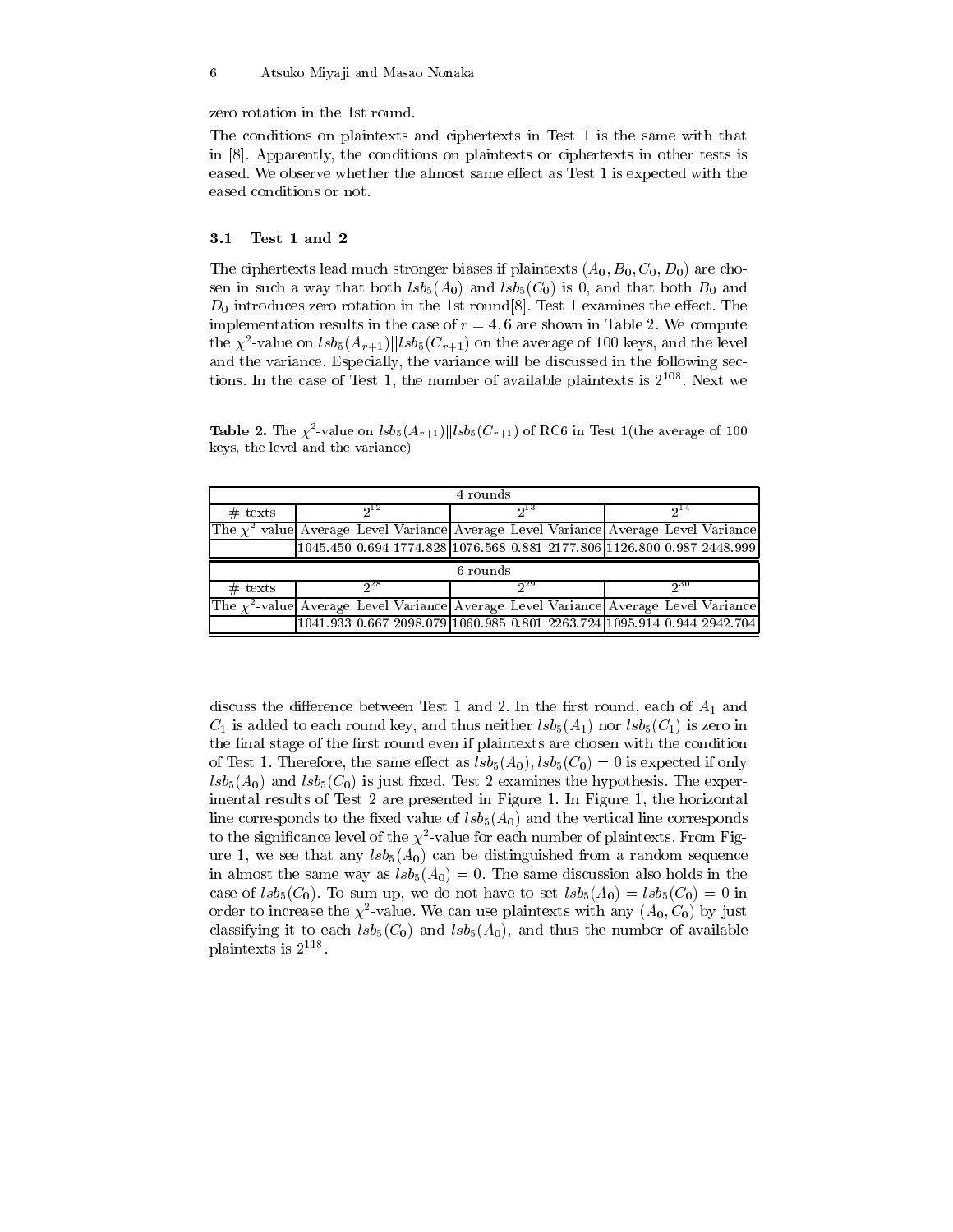zero rotation in the 1st round.

The conditions on plaintexts and ciphertexts in Test 1 is the same with that in [8]. Apparently, the conditions on plaintexts or ciphertexts in other tests is eased. We observe whether the almost same effect as Test 1 is expected with the eased conditions or not.

### 3.1 Test 1 and 2

The ciphertexts lead much stronger biases if plaintexts $(A_0, B_0, C_0, D_0)$ are chosen in such a way that both $lsb_5(A_0)$ and $lsb_5(C_0)$ is 0, and that both $B_0$ and $D_0$ introduces zero rotation in the 1st round[8]. Test 1 examines the effect. The implementation results in the case of $r = 4, 6$ are shown in Table 2. We compute the $\chi^2$-value on $lsb_5(A_{r+1})||lsb_5(C_{r+1})$ on the average of 100 keys, and the level and the variance. Especially, the variance will be discussed in the following sections. In the case of Test 1, the number of available plaintexts is $2^{108}$. Next we

**Table 2.** The $\chi^2$-value on $lsb_5(A_{r+1})||lsb_5(C_{r+1})$ of RC6 in Test 1(the average of 100 keys, the level and the variance)

| 4 rounds | | | | | | | | | |
|---|---|---|---|---|---|---|---|---|---|
| # texts | $2^{12}$ | | | $2^{13}$ | | | $2^{14}$ | | |
| The $\chi^2$-value | Average | Level | Variance | Average | Level | Variance | Average | Level | Variance |
| | 1045.450 | 0.694 | 1774.828 | 1076.568 | 0.881 | 2177.806 | 1126.800 | 0.987 | 2448.999 |

| 6 rounds | | | | | | | | | |
|---|---|---|---|---|---|---|---|---|---|
| # texts | $2^{28}$ | | | $2^{29}$ | | | $2^{30}$ | | |
| The $\chi^2$-value | Average | Level | Variance | Average | Level | Variance | Average | Level | Variance |
| | 1041.933 | 0.667 | 2098.079 | 1060.985 | 0.801 | 2263.724 | 1095.914 | 0.944 | 2942.704 |

discuss the difference between Test 1 and 2. In the first round, each of $A_1$ and $C_1$ is added to each round key, and thus neither $lsb_5(A_1)$ nor $lsb_5(C_1)$ is zero in the final stage of the first round even if plaintexts are chosen with the condition of Test 1. Therefore, the same effect as $lsb_5(A_0), lsb_5(C_0) = 0$ is expected if only $lsb_5(A_0)$ and $lsb_5(C_0)$ is just fixed. Test 2 examines the hypothesis. The experimental results of Test 2 are presented in Figure 1. In Figure 1, the horizontal line corresponds to the fixed value of $lsb_5(A_0)$ and the vertical line corresponds to the significance level of the $\chi^2$-value for each number of plaintexts. From Figure 1, we see that any $lsb_5(A_0)$ can be distinguished from a random sequence in almost the same way as $lsb_5(A_0) = 0$. The same discussion also holds in the case of $lsb_5(C_0)$. To sum up, we do not have to set $lsb_5(A_0) = lsb_5(C_0) = 0$ in order to increase the $\chi^2$-value. We can use plaintexts with any $(A_0, C_0)$ by just classifying it to each $lsb_5(C_0)$ and $lsb_5(A_0)$, and thus the number of available plaintexts is $2^{118}$.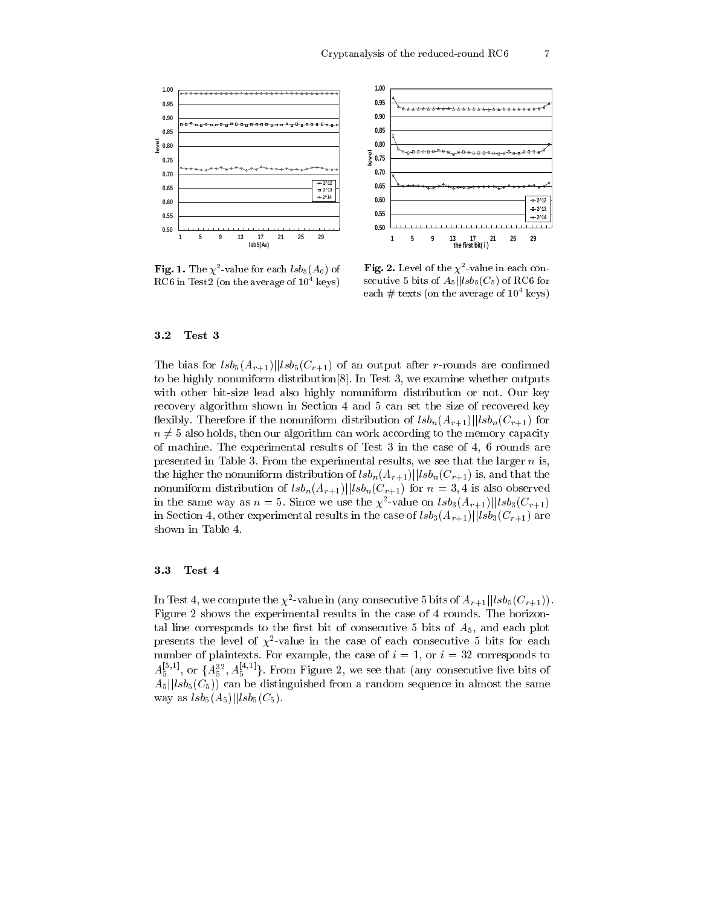**Fig. 1.** The $\chi^2$-value for each $lsb_5(A_0)$ of RC6 in Test2 (on the average of $10^4$ keys)

**Fig. 2.** Level of the $\chi^2$-value in each consecutive 5 bits of $A_5||lsb_5(C_5)$ of RC6 for each # texts (on the average of $10^4$ keys)

### 3.2 Test 3

The bias for $lsb_5(A_{r+1})||lsb_5(C_{r+1})$ of an output after $r$-rounds are confirmed to be highly nonuniform distribution[8]. In Test 3, we examine whether outputs with other bit-size lead also highly nonuniform distribution or not. Our key recovery algorithm shown in Section 4 and 5 can set the size of recovered key flexibly. Therefore if the nonuniform distribution of $lsb_n(A_{r+1})||lsb_n(C_{r+1})$ for $n \neq 5$ also holds, then our algorithm can work according to the memory capacity of machine. The experimental results of Test 3 in the case of 4, 6 rounds are presented in Table 3. From the experimental results, we see that the larger $n$ is, the higher the nonuniform distribution of $lsb_n(A_{r+1})||lsb_n(C_{r+1})$ is, and that the nonuniform distribution of $lsb_n(A_{r+1})||lsb_n(C_{r+1})$ for $n = 3, 4$ is also observed in the same way as $n = 5$. Since we use the $\chi^2$-value on $lsb_3(A_{r+1})||lsb_3(C_{r+1})$ in Section 4, other experimental results in the case of $lsb_3(A_{r+1})||lsb_3(C_{r+1})$ are shown in Table 4.

### 3.3 Test 4

In Test 4, we compute the $\chi^2$-value in (any consecutive 5 bits of $A_{r+1}||lsb_5(C_{r+1})$). Figure 2 shows the experimental results in the case of 4 rounds. The horizontal line corresponds to the first bit of consecutive 5 bits of $A_5$, and each plot presents the level of $\chi^2$-value in the case of each consecutive 5 bits for each number of plaintexts. For example, the case of $i = 1$, or $i = 32$ corresponds to $A_5^{[5,1]}$, or $\{A_5^{32}, A_5^{[4,1]}\}$. From Figure 2, we see that (any consecutive five bits of $A_5||lsb_5(C_5)$) can be distinguished from a random sequence in almost the same way as $lsb_5(A_5)||lsb_5(C_5)$.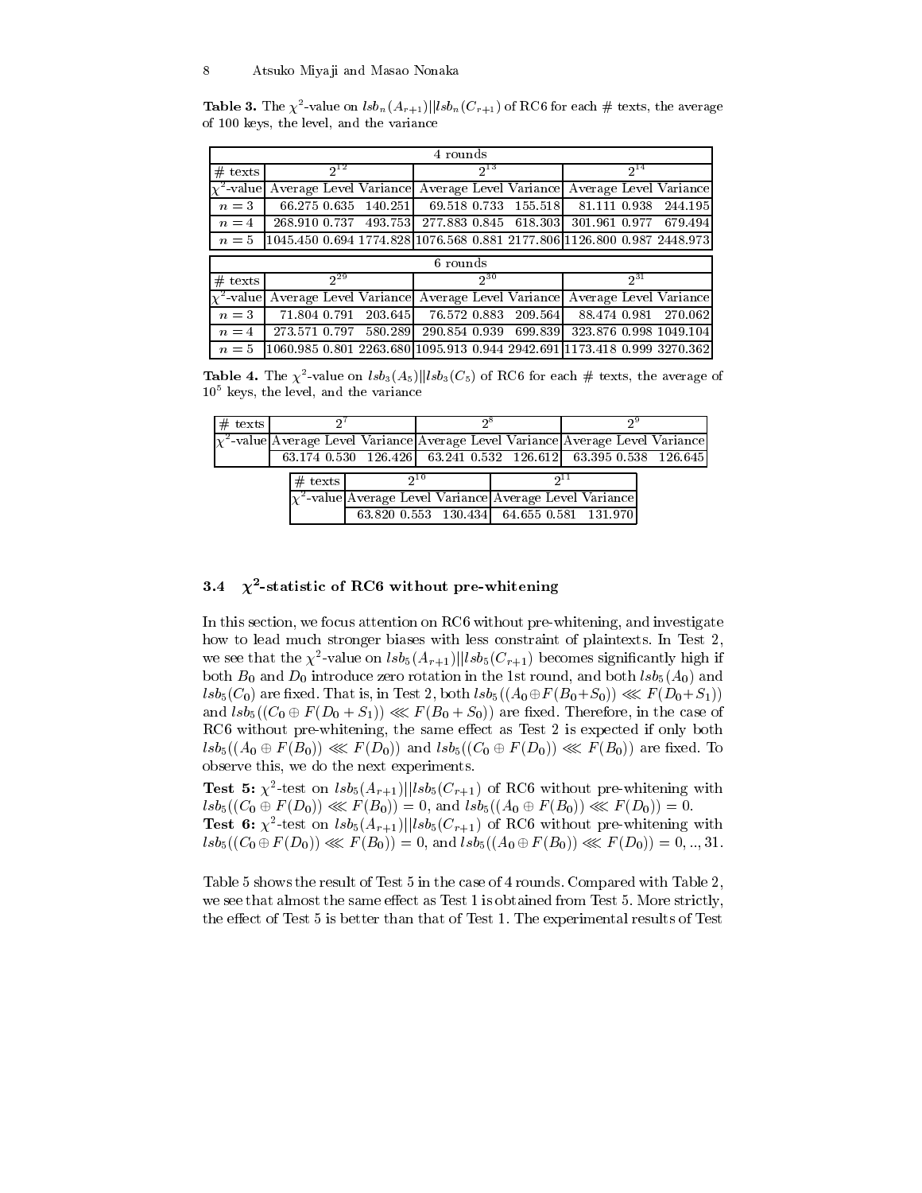**Table 3.** The $\chi^2$-value on $lsb_n(A_{r+1})||lsb_n(C_{r+1})$ of RC6 for each # texts, the average of 100 keys, the level, and the variance

| 4 rounds | | | | | | | | | |
|---|---|---|---|---|---|---|---|---|---|
| # texts | $2^{12}$ | | | $2^{13}$ | | | $2^{14}$ | | |
| $\chi^2$-value | Average | Level | Variance | Average | Level | Variance | Average | Level | Variance |
| $n = 3$ | 66.275 | 0.635 | 140.251 | 69.518 | 0.733 | 155.518 | 81.111 | 0.938 | 244.195 |
| $n = 4$ | 268.910 | 0.737 | 493.753 | 277.883 | 0.845 | 618.303 | 301.961 | 0.977 | 679.494 |
| $n = 5$ | 1045.450 | 0.694 | 1774.828 | 1076.568 | 0.881 | 2177.806 | 1126.800 | 0.987 | 2448.973 |

| 6 rounds | | | | | | | | | |
|---|---|---|---|---|---|---|---|---|---|
| # texts | $2^{29}$ | | | $2^{30}$ | | | $2^{31}$ | | |
| $\chi^2$-value | Average | Level | Variance | Average | Level | Variance | Average | Level | Variance |
| $n = 3$ | 71.804 | 0.791 | 203.645 | 76.572 | 0.883 | 209.564 | 88.474 | 0.981 | 270.062 |
| $n = 4$ | 273.571 | 0.797 | 580.289 | 290.854 | 0.939 | 699.839 | 323.876 | 0.998 | 1049.104 |
| $n = 5$ | 1060.985 | 0.801 | 2263.680 | 1095.913 | 0.944 | 2942.691 | 1173.418 | 0.999 | 3270.362 |

**Table 4.** The $\chi^2$-value on $lsb_3(A_5)||lsb_3(C_5)$ of RC6 for each # texts, the average of $10^5$ keys, the level, and the variance

| # texts | $2^7$ | | | $2^8$ | | | $2^9$ | | |
|---|---|---|---|---|---|---|---|---|---|
| $\chi^2$-value | Average | Level | Variance | Average | Level | Variance | Average | Level | Variance |
| | 63.174 | 0.530 | 126.426 | 63.241 | 0.532 | 126.612 | 63.395 | 0.538 | 126.645 |

| # texts | $2^{10}$ | | | $2^{11}$ | | |
|---|---|---|---|---|---|---|
| $\chi^2$-value | Average | Level | Variance | Average | Level | Variance |
| | 63.820 | 0.553 | 130.434 | 64.655 | 0.581 | 131.970 |

### 3.4 $\chi^2$-statistic of RC6 without pre-whitening

In this section, we focus attention on RC6 without pre-whitening, and investigate how to lead much stronger biases with less constraint of plaintexts. In Test 2, we see that the $\chi^2$-value on $lsb_5(A_{r+1})||lsb_5(C_{r+1})$ becomes significantly high if both $B_0$ and $D_0$ introduce zero rotation in the 1st round, and both $lsb_5(A_0)$ and $lsb_5(C_0)$ are fixed. That is, in Test 2, both $lsb_5((A_0 \oplus F(B_0+S_0)) \lll F(D_0+S_1))$ and $lsb_5((C_0 \oplus F(D_0+S_1)) \lll F(B_0+S_0))$ are fixed. Therefore, in the case of RC6 without pre-whitening, the same effect as Test 2 is expected if only both $lsb_5((A_0 \oplus F(B_0)) \lll F(D_0))$ and $lsb_5((C_0 \oplus F(D_0)) \lll F(B_0))$ are fixed. To observe this, we do the next experiments.

**Test 5:** $\chi^2$-test on $lsb_5(A_{r+1})||lsb_5(C_{r+1})$ of RC6 without pre-whitening with $lsb_5((C_0 \oplus F(D_0)) \lll F(B_0)) = 0$, and $lsb_5((A_0 \oplus F(B_0)) \lll F(D_0)) = 0$.

**Test 6:** $\chi^2$-test on $lsb_5(A_{r+1})||lsb_5(C_{r+1})$ of RC6 without pre-whitening with $lsb_5((C_0 \oplus F(D_0)) \lll F(B_0)) = 0$, and $lsb_5((A_0 \oplus F(B_0)) \lll F(D_0)) = 0, .., 31$.

Table 5 shows the result of Test 5 in the case of 4 rounds. Compared with Table 2, we see that almost the same effect as Test 1 is obtained from Test 5. More strictly, the effect of Test 5 is better than that of Test 1. The experimental results of Test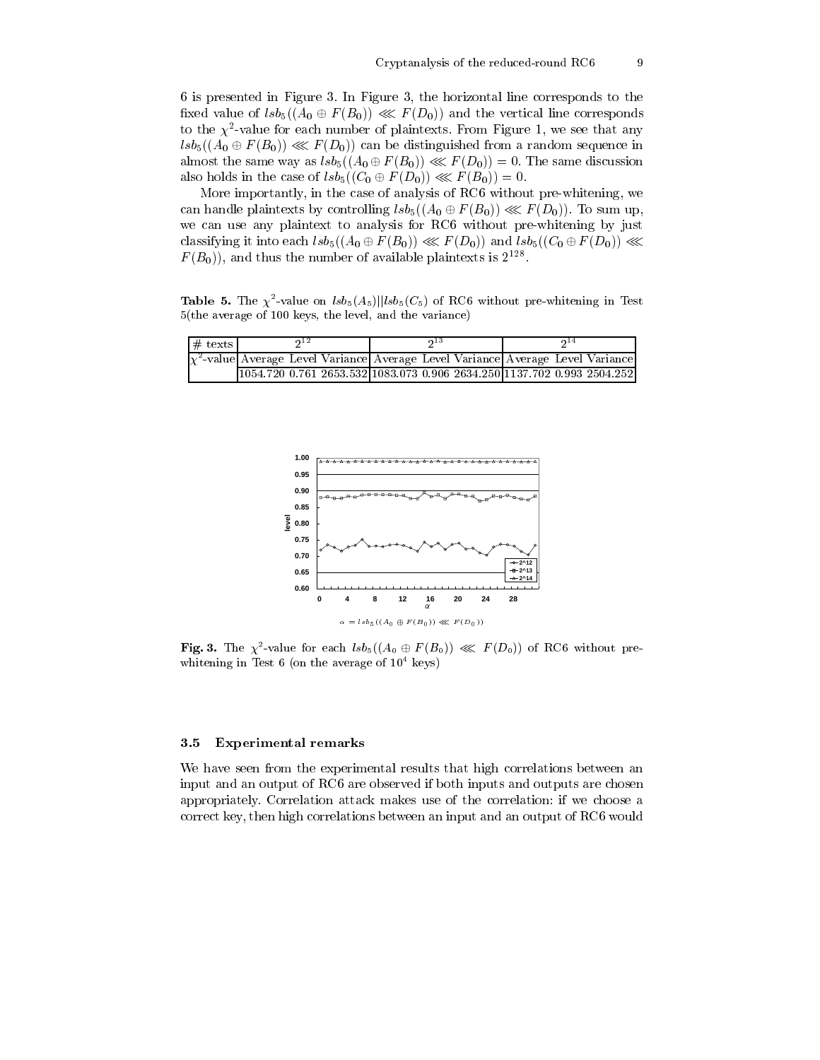6 is presented in Figure 3. In Figure 3, the horizontal line corresponds to the fixed value of $lsb_5((A_0 \oplus F(B_0)) \lll F(D_0))$ and the vertical line corresponds to the $\chi^2$-value for each number of plaintexts. From Figure 1, we see that any $lsb_5((A_0 \oplus F(B_0)) \lll F(D_0))$ can be distinguished from a random sequence in almost the same way as $lsb_5((A_0 \oplus F(B_0)) \lll F(D_0)) = 0$. The same discussion also holds in the case of $lsb_5((C_0 \oplus F(D_0)) \lll F(B_0)) = 0$.

More importantly, in the case of analysis of RC6 without pre-whitening, we can handle plaintexts by controlling $lsb_5((A_0 \oplus F(B_0)) \lll F(D_0))$. To sum up, we can use any plaintext to analysis for RC6 without pre-whitening by just classifying it into each $lsb_5((A_0 \oplus F(B_0)) \lll F(D_0))$ and $lsb_5((C_0 \oplus F(D_0)) \lll F(B_0))$, and thus the number of available plaintexts is $2^{128}$.

**Table 5.** The $\chi^2$-value on $lsb_5(A_5)||lsb_5(C_5)$ of RC6 without pre-whitening in Test 5(the average of 100 keys, the level, and the variance)

| # texts | $2^{12}$ | | | $2^{13}$ | | | $2^{14}$ | | |
|---|---|---|---|---|---|---|---|---|---|
| $\chi^2$-value | Average | Level | Variance | Average | Level | Variance | Average | Level | Variance |
| | 1054.720 | 0.761 | 2653.532 | 1083.073 | 0.906 | 2634.250 | 1137.702 | 0.993 | 2504.252 |

$\alpha = lsb_5((A_0 \oplus F(B_0)) \lll F(D_0))$

**Fig. 3.** The $\chi^2$-value for each $lsb_5((A_0 \oplus F(B_0)) \lll F(D_0))$ of RC6 without pre-whitening in Test 6 (on the average of $10^4$ keys)

### 3.5 Experimental remarks

We have seen from the experimental results that high correlations between an input and an output of RC6 are observed if both inputs and outputs are chosen appropriately. Correlation attack makes use of the correlation: if we choose a correct key, then high correlations between an input and an output of RC6 would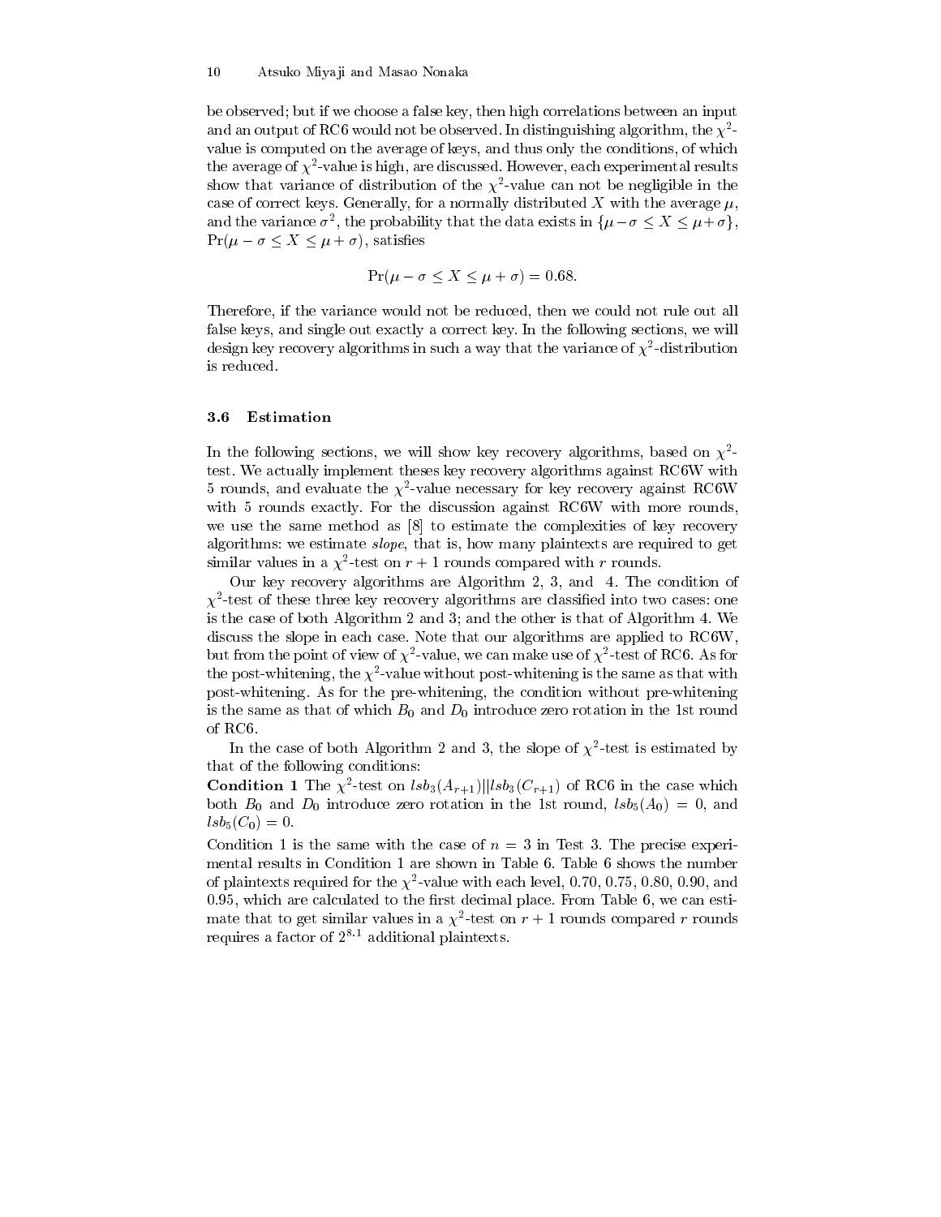be observed; but if we choose a false key, then high correlations between an input and an output of RC6 would not be observed. In distinguishing algorithm, the $\chi^2$-value is computed on the average of keys, and thus only the conditions, of which the average of $\chi^2$-value is high, are discussed. However, each experimental results show that variance of distribution of the $\chi^2$-value can not be negligible in the case of correct keys. Generally, for a normally distributed $X$ with the average $\mu$, and the variance $\sigma^2$, the probability that the data exists in $\{\mu - \sigma \leq X \leq \mu + \sigma\}$, $\Pr(\mu - \sigma \leq X \leq \mu + \sigma)$, satisfies

$$\Pr(\mu - \sigma \leq X \leq \mu + \sigma) = 0.68.$$

Therefore, if the variance would not be reduced, then we could not rule out all false keys, and single out exactly a correct key. In the following sections, we will design key recovery algorithms in such a way that the variance of $\chi^2$-distribution is reduced.

### 3.6 Estimation

In the following sections, we will show key recovery algorithms, based on $\chi^2$-test. We actually implement theses key recovery algorithms against RC6W with 5 rounds, and evaluate the $\chi^2$-value necessary for key recovery against RC6W with 5 rounds exactly. For the discussion against RC6W with more rounds, we use the same method as [8] to estimate the complexities of key recovery algorithms: we estimate *slope*, that is, how many plaintexts are required to get similar values in a $\chi^2$-test on $r+1$ rounds compared with $r$ rounds.

Our key recovery algorithms are Algorithm 2, 3, and 4. The condition of $\chi^2$-test of these three key recovery algorithms are classified into two cases: one is the case of both Algorithm 2 and 3; and the other is that of Algorithm 4. We discuss the slope in each case. Note that our algorithms are applied to RC6W, but from the point of view of $\chi^2$-value, we can make use of $\chi^2$-test of RC6. As for the post-whitening, the $\chi^2$-value without post-whitening is the same as that with post-whitening. As for the pre-whitening, the condition without pre-whitening is the same as that of which $B_0$ and $D_0$ introduce zero rotation in the 1st round of RC6.

In the case of both Algorithm 2 and 3, the slope of $\chi^2$-test is estimated by that of the following conditions:

**Condition 1** The $\chi^2$-test on $lsb_3(A_{r+1})||lsb_3(C_{r+1})$ of RC6 in the case which both $B_0$ and $D_0$ introduce zero rotation in the 1st round, $lsb_5(A_0) = 0$, and $lsb_5(C_0) = 0$.

Condition 1 is the same with the case of $n = 3$ in Test 3. The precise experimental results in Condition 1 are shown in Table 6. Table 6 shows the number of plaintexts required for the $\chi^2$-value with each level, 0.70, 0.75, 0.80, 0.90, and 0.95, which are calculated to the first decimal place. From Table 6, we can estimate that to get similar values in a $\chi^2$-test on $r+1$ rounds compared $r$ rounds requires a factor of $2^{8.1}$ additional plaintexts.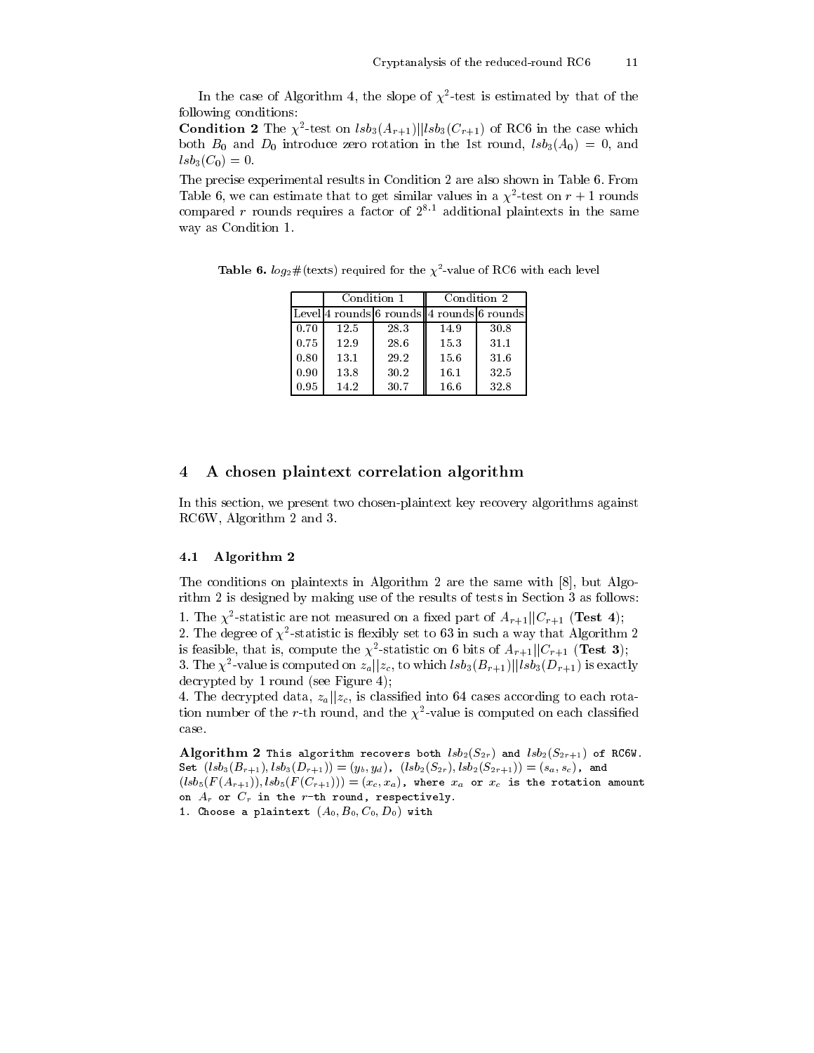In the case of Algorithm 4, the slope of $\chi^2$-test is estimated by that of the following conditions:

**Condition 2** The $\chi^2$-test on $lsb_3(A_{r+1})||lsb_3(C_{r+1})$ of RC6 in the case which both $B_0$ and $D_0$ introduce zero rotation in the 1st round, $lsb_3(A_0) = 0$, and $lsb_3(C_0) = 0$.

The precise experimental results in Condition 2 are also shown in Table 6. From Table 6, we can estimate that to get similar values in a $\chi^2$-test on $r+1$ rounds compared $r$ rounds requires a factor of $2^{8.1}$ additional plaintexts in the same way as Condition 1.

**Table 6.** $log_2\#$(texts) required for the $\chi^2$-value of RC6 with each level

| | Condition 1 | | Condition 2 | |
|---|---|---|---|---|
| Level | 4 rounds | 6 rounds | 4 rounds | 6 rounds |
| 0.70 | 12.5 | 28.3 | 14.9 | 30.8 |
| 0.75 | 12.9 | 28.6 | 15.3 | 31.1 |
| 0.80 | 13.1 | 29.2 | 15.6 | 31.6 |
| 0.90 | 13.8 | 30.2 | 16.1 | 32.5 |
| 0.95 | 14.2 | 30.7 | 16.6 | 32.8 |

## 4 A chosen plaintext correlation algorithm

In this section, we present two chosen-plaintext key recovery algorithms against RC6W, Algorithm 2 and 3.

### 4.1 Algorithm 2

The conditions on plaintexts in Algorithm 2 are the same with [8], but Algorithm 2 is designed by making use of the results of tests in Section 3 as follows:

1. The $\chi^2$-statistic are not measured on a fixed part of $A_{r+1}||C_{r+1}$ (**Test 4**);
2. The degree of $\chi^2$-statistic is flexibly set to 63 in such a way that Algorithm 2 is feasible, that is, compute the $\chi^2$-statistic on 6 bits of $A_{r+1}||C_{r+1}$ (**Test 3**);
3. The $\chi^2$-value is computed on $z_a||z_c$, to which $lsb_3(B_{r+1})||lsb_3(D_{r+1})$ is exactly decrypted by 1 round (see Figure 4);
4. The decrypted data, $z_a||z_c$, is classified into 64 cases according to each rotation number of the $r$-th round, and the $\chi^2$-value is computed on each classified case.

**Algorithm 2** This algorithm recovers both $lsb_2(S_{2r})$ and $lsb_2(S_{2r+1})$ of RC6W. Set $(lsb_3(B_{r+1}), lsb_3(D_{r+1})) = (y_b, y_d)$, $(lsb_2(S_{2r}), lsb_2(S_{2r+1})) = (s_a, s_c)$, and $(lsb_5(F(A_{r+1})), lsb_5(F(C_{r+1}))) = (x_c, x_a)$, where $x_a$ or $x_c$ is the rotation amount on $A_r$ or $C_r$ in the $r$-th round, respectively.

1. Choose a plaintext $(A_0, B_0, C_0, D_0)$ with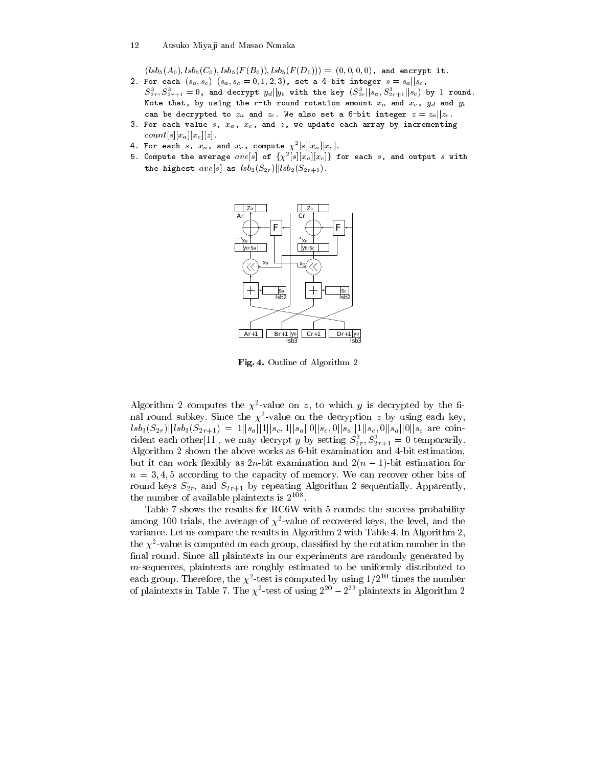$(lsb_5(A_0), lsb_5(C_0), lsb_5(F(B_0)), lsb_5(F(D_0))) = (0, 0, 0, 0)$, and encrypt it.

2. For each $(s_a, s_c)$ $(s_a, s_c = 0, 1, 2, 3)$, set a 4-bit integer $s = s_a||s_c$, $S^3_{2r}, S^3_{2r+1} = 0$, and decrypt $y_d||y_b$ with the key $(S^3_{2r}||s_a, S^3_{2r+1}||s_c)$ by 1 round. Note that, by using the $r$-th round rotation amount $x_a$ and $x_c$, $y_d$ and $y_b$ can be decrypted to $z_a$ and $z_c$. We also set a 6-bit integer $z = z_a||z_c$.
3. For each value $s$, $x_a$, $x_c$, and $z$, we update each array by incrementing $count[s][x_a][x_c][z]$.
4. For each $s$, $x_a$, and $x_c$, compute $\chi^2[s][x_a][x_c]$.
5. Compute the average $ave[s]$ of $\{\chi^2[s][x_a][x_c]\}$ for each $s$, and output $s$ with the highest $ave[s]$ as $lsb_2(S_{2r})||lsb_2(S_{2r+1})$.

**Fig. 4.** Outline of Algorithm 2

Algorithm 2 computes the $\chi^2$-value on $z$, to which $y$ is decrypted by the final round subkey. Since the $\chi^2$-value on the decryption $z$ by using each key, $lsb_3(S_{2r})||lsb_3(S_{2r+1}) = 1||s_a||1||s_c, 1||s_a||0||s_c, 0||s_a||1||s_c, 0||s_a||0||s_c$ are coincident each other[11], we may decrypt $y$ by setting $S^3_{2r}, S^3_{2r+1} = 0$ temporarily. Algorithm 2 shown the above works as 6-bit examination and 4-bit estimation, but it can work flexibly as $2n$-bit examination and $2(n-1)$-bit estimation for $n = 3, 4, 5$ according to the capacity of memory. We can recover other bits of round keys $S_{2r}$, and $S_{2r+1}$ by repeating Algorithm 2 sequentially. Apparently, the number of available plaintexts is $2^{108}$.

Table 7 shows the results for RC6W with 5 rounds: the success probability among 100 trials, the average of $\chi^2$-value of recovered keys, the level, and the variance. Let us compare the results in Algorithm 2 with Table 4. In Algorithm 2, the $\chi^2$-value is computed on each group, classified by the rotation number in the final round. Since all plaintexts in our experiments are randomly generated by $m$-sequences, plaintexts are roughly estimated to be uniformly distributed to each group. Therefore, the $\chi^2$-test is computed by using $1/2^{10}$ times the number of plaintexts in Table 7. The $\chi^2$-test of using $2^{20} - 2^{23}$ plaintexts in Algorithm 2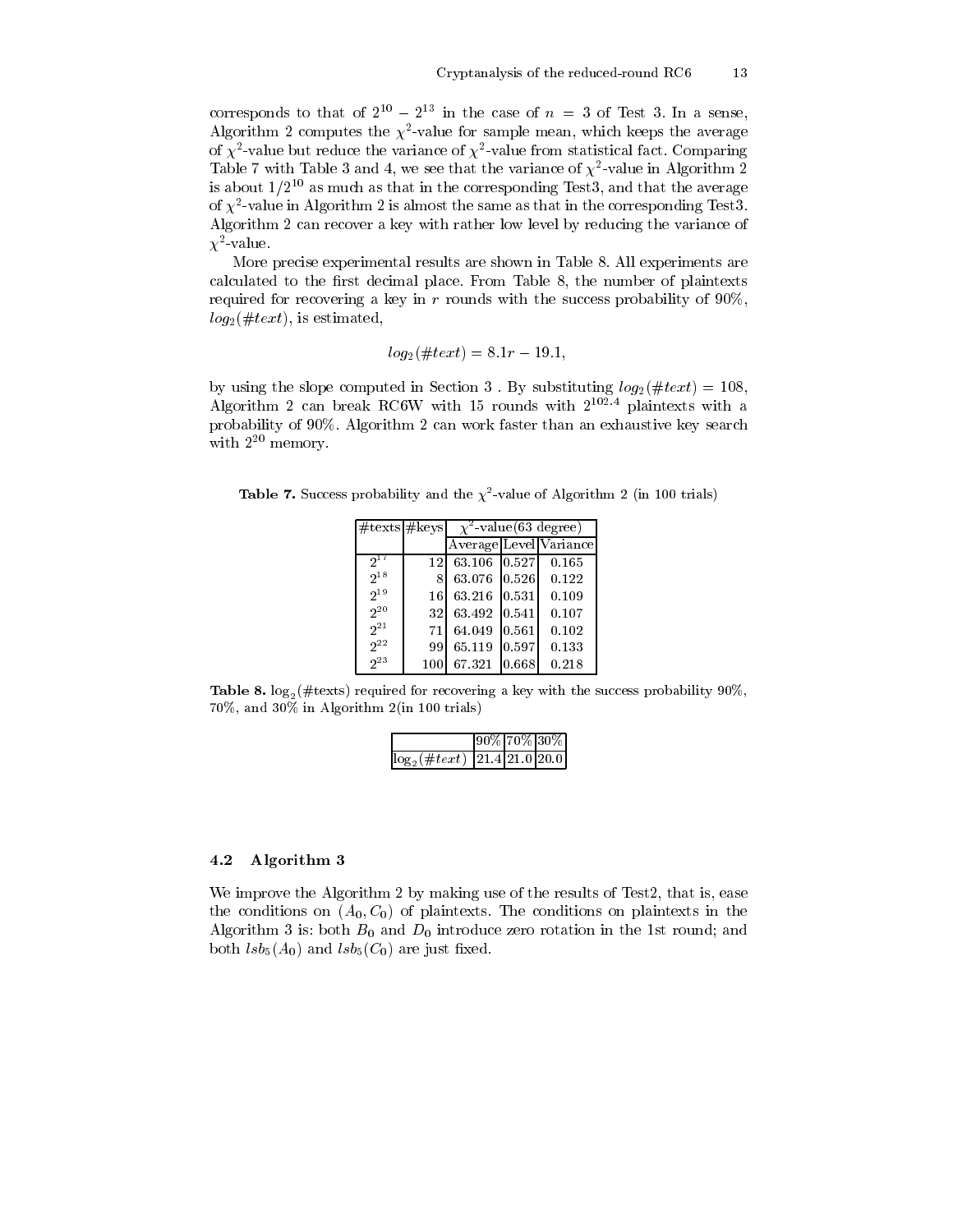corresponds to that of $2^{10} - 2^{13}$ in the case of $n = 3$ of Test 3. In a sense, Algorithm 2 computes the $\chi^2$-value for sample mean, which keeps the average of $\chi^2$-value but reduce the variance of $\chi^2$-value from statistical fact. Comparing Table 7 with Table 3 and 4, we see that the variance of $\chi^2$-value in Algorithm 2 is about $1/2^{10}$ as much as that in the corresponding Test3, and that the average of $\chi^2$-value in Algorithm 2 is almost the same as that in the corresponding Test3. Algorithm 2 can recover a key with rather low level by reducing the variance of $\chi^2$-value.

More precise experimental results are shown in Table 8. All experiments are calculated to the first decimal place. From Table 8, the number of plaintexts required for recovering a key in $r$ rounds with the success probability of 90%, $log_2(\#text)$, is estimated,

$$log_2(\#text) = 8.1r - 19.1,$$

by using the slope computed in Section 3 . By substituting $log_2(\#text) = 108$, Algorithm 2 can break RC6W with 15 rounds with $2^{102.4}$ plaintexts with a probability of 90%. Algorithm 2 can work faster than an exhaustive key search with $2^{20}$ memory.

**Table 7.** Success probability and the $\chi^2$-value of Algorithm 2 (in 100 trials)

| #texts | #keys | $\chi^2$-value(63 degree) | | |
|---|---|---|---|---|
| | | Average | Level | Variance |
| $2^{17}$ | 12 | 63.106 | 0.527 | 0.165 |
| $2^{18}$ | 8 | 63.076 | 0.526 | 0.122 |
| $2^{19}$ | 16 | 63.216 | 0.531 | 0.109 |
| $2^{20}$ | 32 | 63.492 | 0.541 | 0.107 |
| $2^{21}$ | 71 | 64.049 | 0.561 | 0.102 |
| $2^{22}$ | 99 | 65.119 | 0.597 | 0.133 |
| $2^{23}$ | 100 | 67.321 | 0.668 | 0.218 |

**Table 8.** $\log_2$(#texts) required for recovering a key with the success probability 90%, 70%, and 30% in Algorithm 2(in 100 trials)

| | 90% | 70% | 30% |
|---|---|---|---|
| $\log_2(\#text)$ | 21.4 | 21.0 | 20.0 |

### 4.2 Algorithm 3

We improve the Algorithm 2 by making use of the results of Test2, that is, ease the conditions on $(A_0, C_0)$ of plaintexts. The conditions on plaintexts in the Algorithm 3 is: both $B_0$ and $D_0$ introduce zero rotation in the 1st round; and both $lsb_5(A_0)$ and $lsb_5(C_0)$ are just fixed.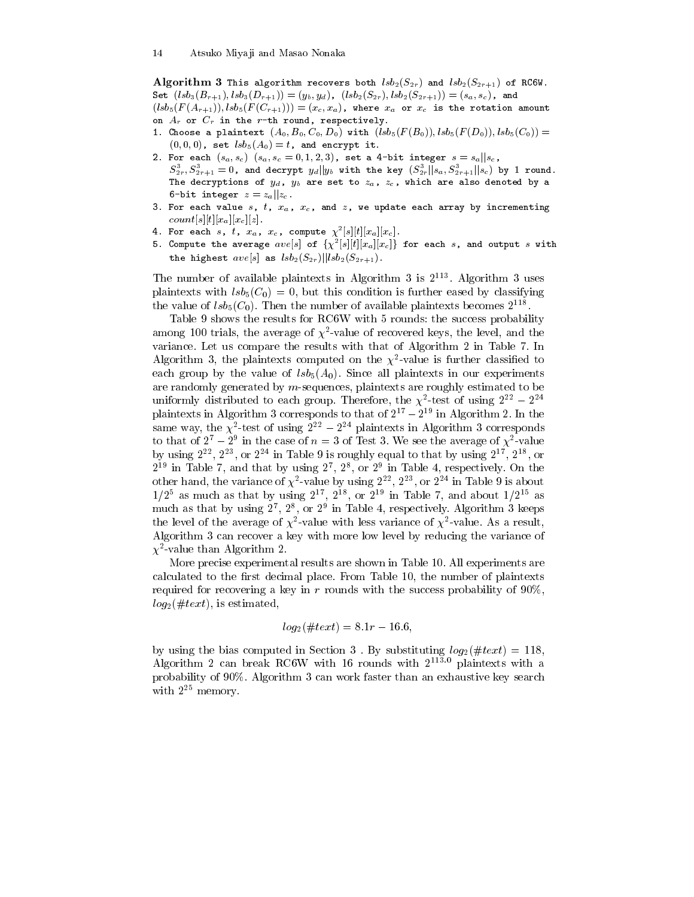**Algorithm 3** This algorithm recovers both $lsb_2(S_{2r})$ and $lsb_2(S_{2r+1})$ of RC6W. Set $(lsb_3(B_{r+1}), lsb_3(D_{r+1})) = (y_b, y_d)$, $(lsb_2(S_{2r}), lsb_2(S_{2r+1})) = (s_a, s_c)$, and $(lsb_5(F(A_{r+1})), lsb_5(F(C_{r+1}))) = (x_c, x_a)$, where $x_a$ or $x_c$ is the rotation amount on $A_r$ or $C_r$ in the $r$-th round, respectively.

1. Choose a plaintext $(A_0, B_0, C_0, D_0)$ with $(lsb_5(F(B_0)), lsb_5(F(D_0)), lsb_5(C_0)) = (0, 0, 0)$, set $lsb_5(A_0) = t$, and encrypt it.
2. For each $(s_a, s_c)$ $(s_a, s_c = 0, 1, 2, 3)$, set a 4-bit integer $s = s_a || s_c$, $S^3_{2r}, S^3_{2r+1} = 0$, and decrypt $y_d || y_b$ with the key $(S^3_{2r} || s_a, S^3_{2r+1} || s_c)$ by 1 round. The decryptions of $y_d$, $y_b$ are set to $z_a$, $z_c$, which are also denoted by a 6-bit integer $z = z_a || z_c$.
3. For each value $s$, $t$, $x_a$, $x_c$, and $z$, we update each array by incrementing $count[s][t][x_a][x_c][z]$.
4. For each $s$, $t$, $x_a$, $x_c$, compute $\chi^2[s][t][x_a][x_c]$.
5. Compute the average $ave[s]$ of $\{\chi^2[s][t][x_a][x_c]\}$ for each $s$, and output $s$ with the highest $ave[s]$ as $lsb_2(S_{2r}) || lsb_2(S_{2r+1})$.

The number of available plaintexts in Algorithm 3 is $2^{113}$. Algorithm 3 uses plaintexts with $lsb_5(C_0) = 0$, but this condition is further eased by classifying the value of $lsb_5(C_0)$. Then the number of available plaintexts becomes $2^{118}$.

Table 9 shows the results for RC6W with 5 rounds: the success probability among 100 trials, the average of $\chi^2$-value of recovered keys, the level, and the variance. Let us compare the results with that of Algorithm 2 in Table 7. In Algorithm 3, the plaintexts computed on the $\chi^2$-value is further classified to each group by the value of $lsb_5(A_0)$. Since all plaintexts in our experiments are randomly generated by $m$-sequences, plaintexts are roughly estimated to be uniformly distributed to each group. Therefore, the $\chi^2$-test of using $2^{22} - 2^{24}$ plaintexts in Algorithm 3 corresponds to that of $2^{17} - 2^{19}$ in Algorithm 2. In the same way, the $\chi^2$-test of using $2^{22} - 2^{24}$ plaintexts in Algorithm 3 corresponds to that of $2^7 - 2^9$ in the case of $n = 3$ of Test 3. We see the average of $\chi^2$-value by using $2^{22}$, $2^{23}$, or $2^{24}$ in Table 9 is roughly equal to that by using $2^{17}$, $2^{18}$, or $2^{19}$ in Table 7, and that by using $2^7$, $2^8$, or $2^9$ in Table 4, respectively. On the other hand, the variance of $\chi^2$-value by using $2^{22}$, $2^{23}$, or $2^{24}$ in Table 9 is about $1/2^5$ as much as that by using $2^{17}$, $2^{18}$, or $2^{19}$ in Table 7, and about $1/2^{15}$ as much as that by using $2^7$, $2^8$, or $2^9$ in Table 4, respectively. Algorithm 3 keeps the level of the average of $\chi^2$-value with less variance of $\chi^2$-value. As a result, Algorithm 3 can recover a key with more low level by reducing the variance of $\chi^2$-value than Algorithm 2.

More precise experimental results are shown in Table 10. All experiments are calculated to the first decimal place. From Table 10, the number of plaintexts required for recovering a key in $r$ rounds with the success probability of 90%, $log_2(\#text)$, is estimated,

$$log_2(\#text) = 8.1r - 16.6,$$

by using the bias computed in Section 3 . By substituting $log_2(\#text) = 118$, Algorithm 2 can break RC6W with 16 rounds with $2^{113.0}$ plaintexts with a probability of 90%. Algorithm 3 can work faster than an exhaustive key search with $2^{25}$ memory.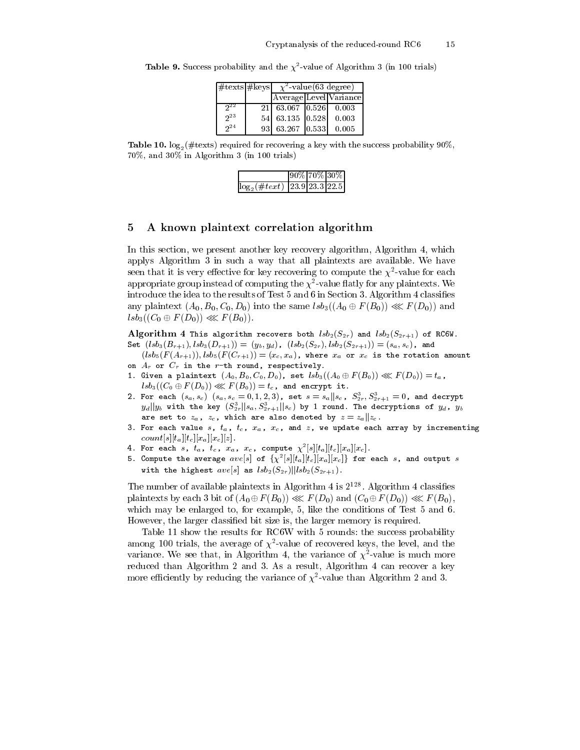**Table 9.** Success probability and the $\chi^2$-value of Algorithm 3 (in 100 trials)

| #texts | #keys | $\chi^2$-value(63 degree) | | |
|---|---|---|---|---|
| | | Average | Level | Variance |
| $2^{22}$ | 21 | 63.067 | 0.526 | 0.003 |
| $2^{23}$ | 54 | 63.135 | 0.528 | 0.003 |
| $2^{24}$ | 93 | 63.267 | 0.533 | 0.005 |

**Table 10.** $\log_2$(#texts) required for recovering a key with the success probability 90%, 70%, and 30% in Algorithm 3 (in 100 trials)

| | 90% | 70% | 30% |
|---|---|---|---|
| $\log_2(\#text)$ | 23.9 | 23.3 | 22.5 |

## 5 A known plaintext correlation algorithm

In this section, we present another key recovery algorithm, Algorithm 4, which applys Algorithm 3 in such a way that all plaintexts are available. We have seen that it is very effective for key recovering to compute the $\chi^2$-value for each appropriate group instead of computing the $\chi^2$-value flatly for any plaintexts. We introduce the idea to the results of Test 5 and 6 in Section 3. Algorithm 4 classifies any plaintext $(A_0, B_0, C_0, D_0)$ into the same $lsb_3((A_0 \oplus F(B_0)) \lll F(D_0))$ and $lsb_3((C_0 \oplus F(D_0)) \lll F(B_0))$.

**Algorithm 4** This algorithm recovers both $lsb_2(S_{2r})$ and $lsb_2(S_{2r+1})$ of RC6W. Set $(lsb_3(B_{r+1}), lsb_3(D_{r+1})) = (y_b, y_d)$, $(lsb_2(S_{2r}), lsb_2(S_{2r+1})) = (s_a, s_c)$, and $(lsb_5(F(A_{r+1})), lsb_5(F(C_{r+1})) = (x_c, x_a)$, where $x_a$ or $x_c$ is the rotation amount on $A_r$ or $C_r$ in the $r$-th round, respectively.

1. Given a plaintext $(A_0, B_0, C_0, D_0)$, set $lsb_3((A_0 \oplus F(B_0)) \lll F(D_0)) = t_a$, $lsb_3((C_0 \oplus F(D_0)) \lll F(B_0)) = t_c$, and encrypt it.
2. For each $(s_a, s_c)$ $(s_a, s_c = 0, 1, 2, 3)$, set $s = s_a \| s_c$, $S^3_{2r}, S^3_{2r+1} = 0$, and decrypt $y_d \| y_b$ with the key $(S^3_{2r} \| s_a, S^3_{2r+1} \| s_c)$ by 1 round. The decryptions of $y_d$, $y_b$ are set to $z_a$, $z_c$, which are also denoted by $z = z_a \| z_c$.
3. For each value $s$, $t_a$, $t_c$, $x_a$, $x_c$, and $z$, we update each array by incrementing $count[s][t_a][t_c][x_a][x_c][z]$.
4. For each $s$, $t_a$, $t_c$, $x_a$, $x_c$, compute $\chi^2[s][t_a][t_c][x_a][x_c]$.
5. Compute the average $ave[s]$ of $\{\chi^2[s][t_a][t_c][x_a][x_c]\}$ for each $s$, and output $s$ with the highest $ave[s]$ as $lsb_2(S_{2r}) \| lsb_2(S_{2r+1})$.

The number of available plaintexts in Algorithm 4 is $2^{128}$. Algorithm 4 classifies plaintexts by each 3 bit of $(A_0 \oplus F(B_0)) \lll F(D_0)$ and $(C_0 \oplus F(D_0)) \lll F(B_0)$, which may be enlarged to, for example, 5, like the conditions of Test 5 and 6. However, the larger classified bit size is, the larger memory is required.

Table 11 show the results for RC6W with 5 rounds: the success probability among 100 trials, the average of $\chi^2$-value of recovered keys, the level, and the variance. We see that, in Algorithm 4, the variance of $\chi^2$-value is much more reduced than Algorithm 2 and 3. As a result, Algorithm 4 can recover a key more efficiently by reducing the variance of $\chi^2$-value than Algorithm 2 and 3.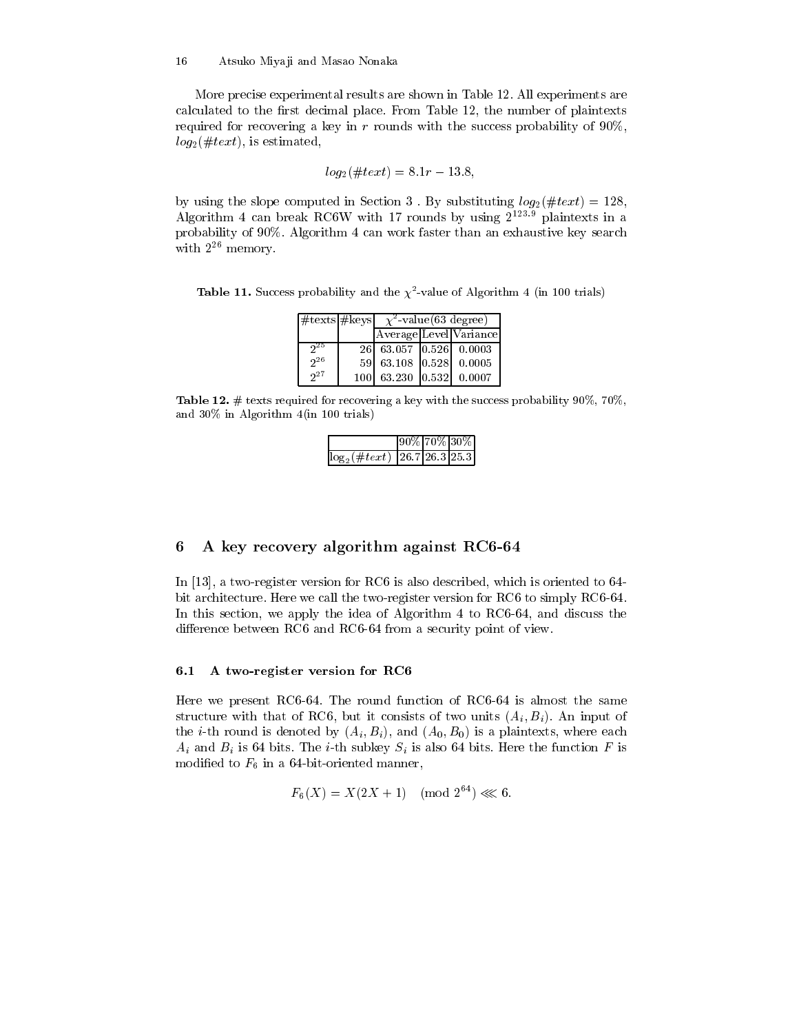More precise experimental results are shown in Table 12. All experiments are calculated to the first decimal place. From Table 12, the number of plaintexts required for recovering a key in $r$ rounds with the success probability of 90%, $log_2(\#text)$, is estimated,

$$log_2(\#text) = 8.1r - 13.8,$$

by using the slope computed in Section 3 . By substituting $log_2(\#text) = 128$, Algorithm 4 can break RC6W with 17 rounds by using $2^{123.9}$ plaintexts in a probability of 90%. Algorithm 4 can work faster than an exhaustive key search with $2^{26}$ memory.

**Table 11.** Success probability and the $\chi^2$-value of Algorithm 4 (in 100 trials)

| #texts | #keys | $\chi^2$-value(63 degree) | | |
|---|---|---|---|---|
| | | Average | Level | Variance |
| $2^{25}$ | 26 | 63.057 | 0.526 | 0.0003 |
| $2^{26}$ | 59 | 63.108 | 0.528 | 0.0005 |
| $2^{27}$ | 100 | 63.230 | 0.532 | 0.0007 |

**Table 12.** # texts required for recovering a key with the success probability 90%, 70%, and 30% in Algorithm 4(in 100 trials)

| | 90% | 70% | 30% |
|---|---|---|---|
| $\log_2(\#text)$ | 26.7 | 26.3 | 25.3 |

## 6 A key recovery algorithm against RC6-64

In [13], a two-register version for RC6 is also described, which is oriented to 64-bit architecture. Here we call the two-register version for RC6 to simply RC6-64. In this section, we apply the idea of Algorithm 4 to RC6-64, and discuss the difference between RC6 and RC6-64 from a security point of view.

### 6.1 A two-register version for RC6

Here we present RC6-64. The round function of RC6-64 is almost the same structure with that of RC6, but it consists of two units $(A_i, B_i)$. An input of the $i$-th round is denoted by $(A_i, B_i)$, and $(A_0, B_0)$ is a plaintexts, where each $A_i$ and $B_i$ is 64 bits. The $i$-th subkey $S_i$ is also 64 bits. Here the function $F$ is modified to $F_6$ in a 64-bit-oriented manner,

$$F_6(X) = X(2X + 1) \pmod{2^{64}} \lll 6.$$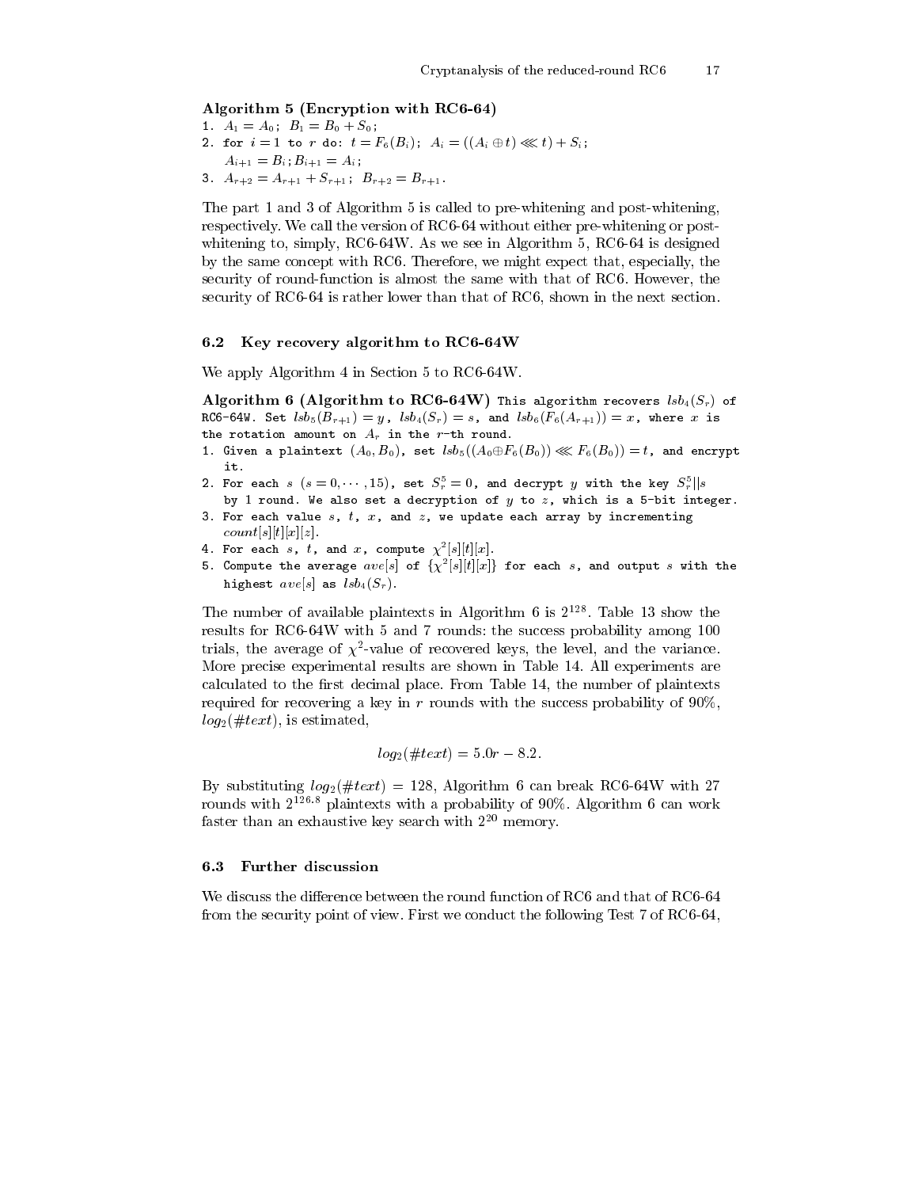**Algorithm 5 (Encryption with RC6-64)**

1. $A_1 = A_0$; $B_1 = B_0 + S_0$;
2. for $i = 1$ to $r$ do: $t = F_6(B_i)$; $A_i = ((A_i \oplus t) \lll t) + S_i$;
   $A_{i+1} = B_i$; $B_{i+1} = A_i$;
3. $A_{r+2} = A_{r+1} + S_{r+1}$; $B_{r+2} = B_{r+1}$.

The part 1 and 3 of Algorithm 5 is called to pre-whitening and post-whitening, respectively. We call the version of RC6-64 without either pre-whitening or post-whitening to, simply, RC6-64W. As we see in Algorithm 5, RC6-64 is designed by the same concept with RC6. Therefore, we might expect that, especially, the security of round-function is almost the same with that of RC6. However, the security of RC6-64 is rather lower than that of RC6, shown in the next section.

### 6.2 Key recovery algorithm to RC6-64W

We apply Algorithm 4 in Section 5 to RC6-64W.

**Algorithm 6 (Algorithm to RC6-64W)** This algorithm recovers $lsb_4(S_r)$ of RC6-64W. Set $lsb_5(B_{r+1}) = y$, $lsb_4(S_r) = s$, and $lsb_6(F_6(A_{r+1})) = x$, where $x$ is the rotation amount on $A_r$ in the $r$-th round.

1. Given a plaintext $(A_0, B_0)$, set $lsb_5((A_0 \oplus F_6(B_0)) \lll F_6(B_0)) = t$, and encrypt it.
2. For each $s$ $(s = 0, \cdots, 15)$, set $S_r^5 = 0$, and decrypt $y$ with the key $S_r^5 || s$ by 1 round. We also set a decryption of $y$ to $z$, which is a 5-bit integer.
3. For each value $s$, $t$, $x$, and $z$, we update each array by incrementing $count[s][t][x][z]$.
4. For each $s$, $t$, and $x$, compute $\chi^2[s][t][x]$.
5. Compute the average $ave[s]$ of $\{\chi^2[s][t][x]\}$ for each $s$, and output $s$ with the highest $ave[s]$ as $lsb_4(S_r)$.

The number of available plaintexts in Algorithm 6 is $2^{128}$. Table 13 show the results for RC6-64W with 5 and 7 rounds: the success probability among 100 trials, the average of $\chi^2$-value of recovered keys, the level, and the variance. More precise experimental results are shown in Table 14. All experiments are calculated to the first decimal place. From Table 14, the number of plaintexts required for recovering a key in $r$ rounds with the success probability of 90%, $log_2(\#text)$, is estimated,

$$log_2(\#text) = 5.0r - 8.2.$$

By substituting $log_2(\#text) = 128$, Algorithm 6 can break RC6-64W with 27 rounds with $2^{126.8}$ plaintexts with a probability of 90%. Algorithm 6 can work faster than an exhaustive key search with $2^{20}$ memory.

### 6.3 Further discussion

We discuss the difference between the round function of RC6 and that of RC6-64 from the security point of view. First we conduct the following Test 7 of RC6-64,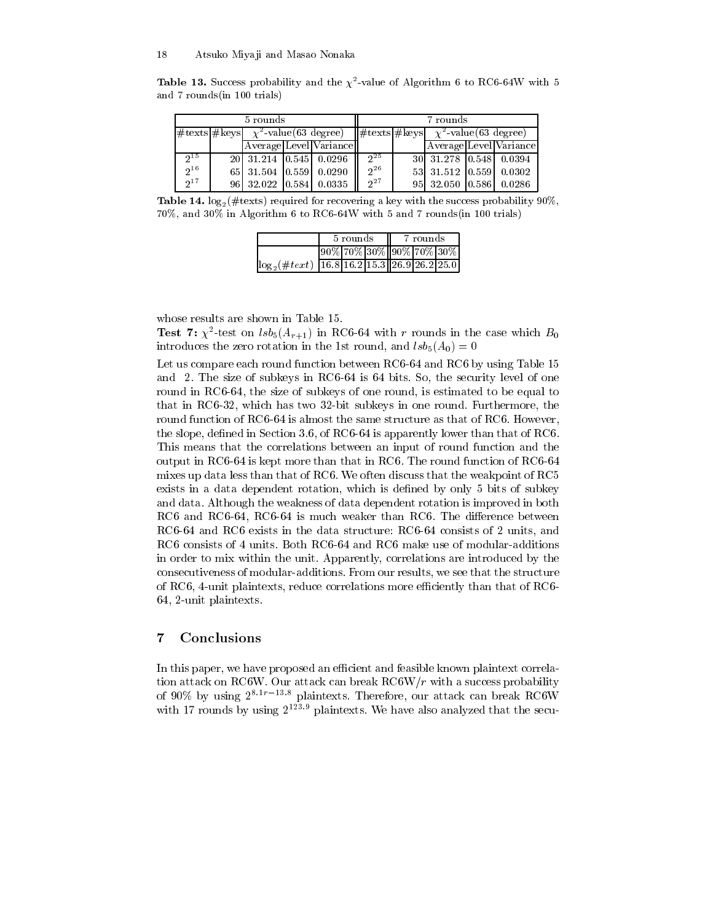**Table 13.** Success probability and the $\chi^2$-value of Algorithm 6 to RC6-64W with 5 and 7 rounds(in 100 trials)

| 5 rounds | | | | | 7 rounds | | | | |
|---|---|---|---|---|---|---|---|---|---|
| #texts | #keys | $\chi^2$-value(63 degree) | | | #texts | #keys | $\chi^2$-value(63 degree) | | |
| | | Average | Level | Variance | | | Average | Level | Variance |
| $2^{15}$ | 20 | 31.214 | 0.545 | 0.0296 | $2^{25}$ | 30 | 31.278 | 0.548 | 0.0394 |
| $2^{16}$ | 65 | 31.504 | 0.559 | 0.0290 | $2^{26}$ | 53 | 31.512 | 0.559 | 0.0302 |
| $2^{17}$ | 96 | 32.022 | 0.584 | 0.0335 | $2^{27}$ | 95 | 32.050 | 0.586 | 0.0286 |

**Table 14.** $\log_2$(#texts) required for recovering a key with the success probability 90%, 70%, and 30% in Algorithm 6 to RC6-64W with 5 and 7 rounds(in 100 trials)

| | 5 rounds | | | 7 rounds | | |
|---|---|---|---|---|---|---|
| | 90% | 70% | 30% | 90% | 70% | 30% |
| $\log_2(\#text)$ | 16.8 | 16.2 | 15.3 | 26.9 | 26.2 | 25.0 |

whose results are shown in Table 15.

**Test 7:** $\chi^2$-test on $lsb_5(A_{r+1})$ in RC6-64 with $r$ rounds in the case which $B_0$ introduces the zero rotation in the 1st round, and $lsb_5(A_0) = 0$

Let us compare each round function between RC6-64 and RC6 by using Table 15 and 2. The size of subkeys in RC6-64 is 64 bits. So, the security level of one round in RC6-64, the size of subkeys of one round, is estimated to be equal to that in RC6-32, which has two 32-bit subkeys in one round. Furthermore, the round function of RC6-64 is almost the same structure as that of RC6. However, the slope, defined in Section 3.6, of RC6-64 is apparently lower than that of RC6. This means that the correlations between an input of round function and the output in RC6-64 is kept more than that in RC6. The round function of RC6-64 mixes up data less than that of RC6. We often discuss that the weakpoint of RC5 exists in a data dependent rotation, which is defined by only 5 bits of subkey and data. Although the weakness of data dependent rotation is improved in both RC6 and RC6-64, RC6-64 is much weaker than RC6. The difference between RC6-64 and RC6 exists in the data structure: RC6-64 consists of 2 units, and RC6 consists of 4 units. Both RC6-64 and RC6 make use of modular-additions in order to mix within the unit. Apparently, correlations are introduced by the consecutiveness of modular-additions. From our results, we see that the structure of RC6, 4-unit plaintexts, reduce correlations more efficiently than that of RC6-64, 2-unit plaintexts.

## 7 Conclusions

In this paper, we have proposed an efficient and feasible known plaintext correlation attack on RC6W. Our attack can break RC6W/$r$ with a success probability of 90% by using $2^{8.1r-13.8}$ plaintexts. Therefore, our attack can break RC6W with 17 rounds by using $2^{123.9}$ plaintexts. We have also analyzed that the secu-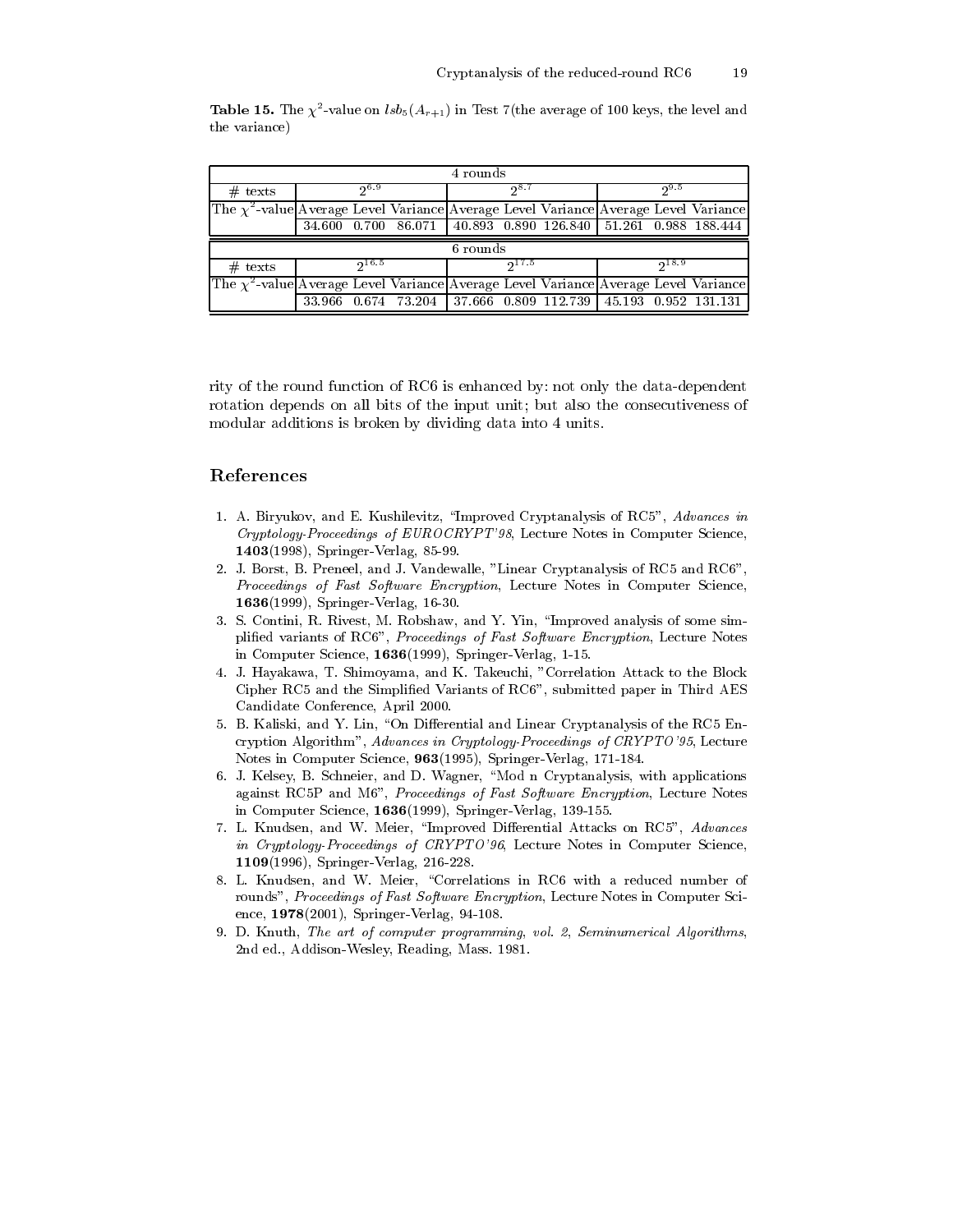**Table 15.** The $\chi^2$-value on $lsb_5(A_{r+1})$ in Test 7(the average of 100 keys, the level and the variance)

| 4 rounds | | | | | | | | | |
|---|---|---|---|---|---|---|---|---|---|
| # texts | $2^{6.9}$ | | | $2^{8.7}$ | | | $2^{9.5}$ | | |
| The $\chi^2$-value | Average | Level | Variance | Average | Level | Variance | Average | Level | Variance |
| | 34.600 | 0.700 | 86.071 | 40.893 | 0.890 | 126.840 | 51.261 | 0.988 | 188.444 |

| 6 rounds | | | | | | | | | |
|---|---|---|---|---|---|---|---|---|---|
| # texts | $2^{16.5}$ | | | $2^{17.5}$ | | | $2^{18.9}$ | | |
| The $\chi^2$-value | Average | Level | Variance | Average | Level | Variance | Average | Level | Variance |
| | 33.966 | 0.674 | 73.204 | 37.666 | 0.809 | 112.739 | 45.193 | 0.952 | 131.131 |

rity of the round function of RC6 is enhanced by: not only the data-dependent rotation depends on all bits of the input unit; but also the consecutiveness of modular additions is broken by dividing data into 4 units.

## References

1. A. Biryukov, and E. Kushilevitz, "Improved Cryptanalysis of RC5", *Advances in Cryptology-Proceedings of EUROCRYPT'98*, Lecture Notes in Computer Science, **1403**(1998), Springer-Verlag, 85-99.
2. J. Borst, B. Preneel, and J. Vandewalle, "Linear Cryptanalysis of RC5 and RC6", *Proceedings of Fast Software Encryption*, Lecture Notes in Computer Science, **1636**(1999), Springer-Verlag, 16-30.
3. S. Contini, R. Rivest, M. Robshaw, and Y. Yin, "Improved analysis of some simplified variants of RC6", *Proceedings of Fast Software Encryption*, Lecture Notes in Computer Science, **1636**(1999), Springer-Verlag, 1-15.
4. J. Hayakawa, T. Shimoyama, and K. Takeuchi, "Correlation Attack to the Block Cipher RC5 and the Simplified Variants of RC6", submitted paper in Third AES Candidate Conference, April 2000.
5. B. Kaliski, and Y. Lin, "On Differential and Linear Cryptanalysis of the RC5 Encryption Algorithm", *Advances in Cryptology-Proceedings of CRYPTO'95*, Lecture Notes in Computer Science, **963**(1995), Springer-Verlag, 171-184.
6. J. Kelsey, B. Schneier, and D. Wagner, "Mod n Cryptanalysis, with applications against RC5P and M6", *Proceedings of Fast Software Encryption*, Lecture Notes in Computer Science, **1636**(1999), Springer-Verlag, 139-155.
7. L. Knudsen, and W. Meier, "Improved Differential Attacks on RC5", *Advances in Cryptology-Proceedings of CRYPTO'96*, Lecture Notes in Computer Science, **1109**(1996), Springer-Verlag, 216-228.
8. L. Knudsen, and W. Meier, "Correlations in RC6 with a reduced number of rounds", *Proceedings of Fast Software Encryption*, Lecture Notes in Computer Science, **1978**(2001), Springer-Verlag, 94-108.
9. D. Knuth, *The art of computer programming, vol. 2, Seminumerical Algorithms*, 2nd ed., Addison-Wesley, Reading, Mass. 1981.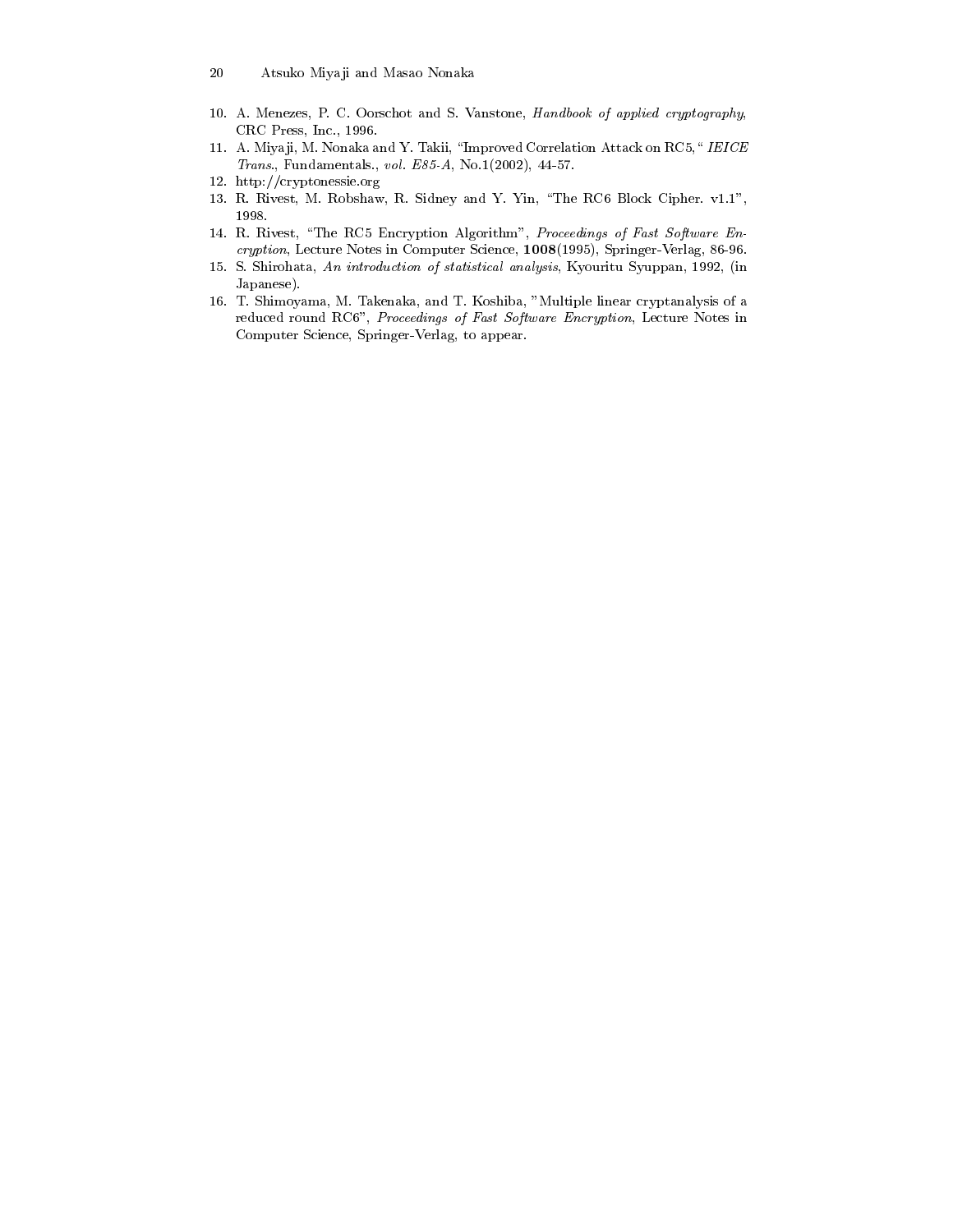10. A. Menezes, P. C. Oorschot and S. Vanstone, *Handbook of applied cryptography*, CRC Press, Inc., 1996.
11. A. Miyaji, M. Nonaka and Y. Takii, "Improved Correlation Attack on RC5," *IEICE Trans.*, Fundamentals., *vol. E85-A*, No.1(2002), 44-57.
12. http://cryptonessie.org
13. R. Rivest, M. Robshaw, R. Sidney and Y. Yin, "The RC6 Block Cipher. v1.1", 1998.
14. R. Rivest, "The RC5 Encryption Algorithm", *Proceedings of Fast Software Encryption*, Lecture Notes in Computer Science, **1008**(1995), Springer-Verlag, 86-96.
15. S. Shirohata, *An introduction of statistical analysis*, Kyouritu Syuppan, 1992, (in Japanese).
16. T. Shimoyama, M. Takenaka, and T. Koshiba, "Multiple linear cryptanalysis of a reduced round RC6", *Proceedings of Fast Software Encryption*, Lecture Notes in Computer Science, Springer-Verlag, to appear.